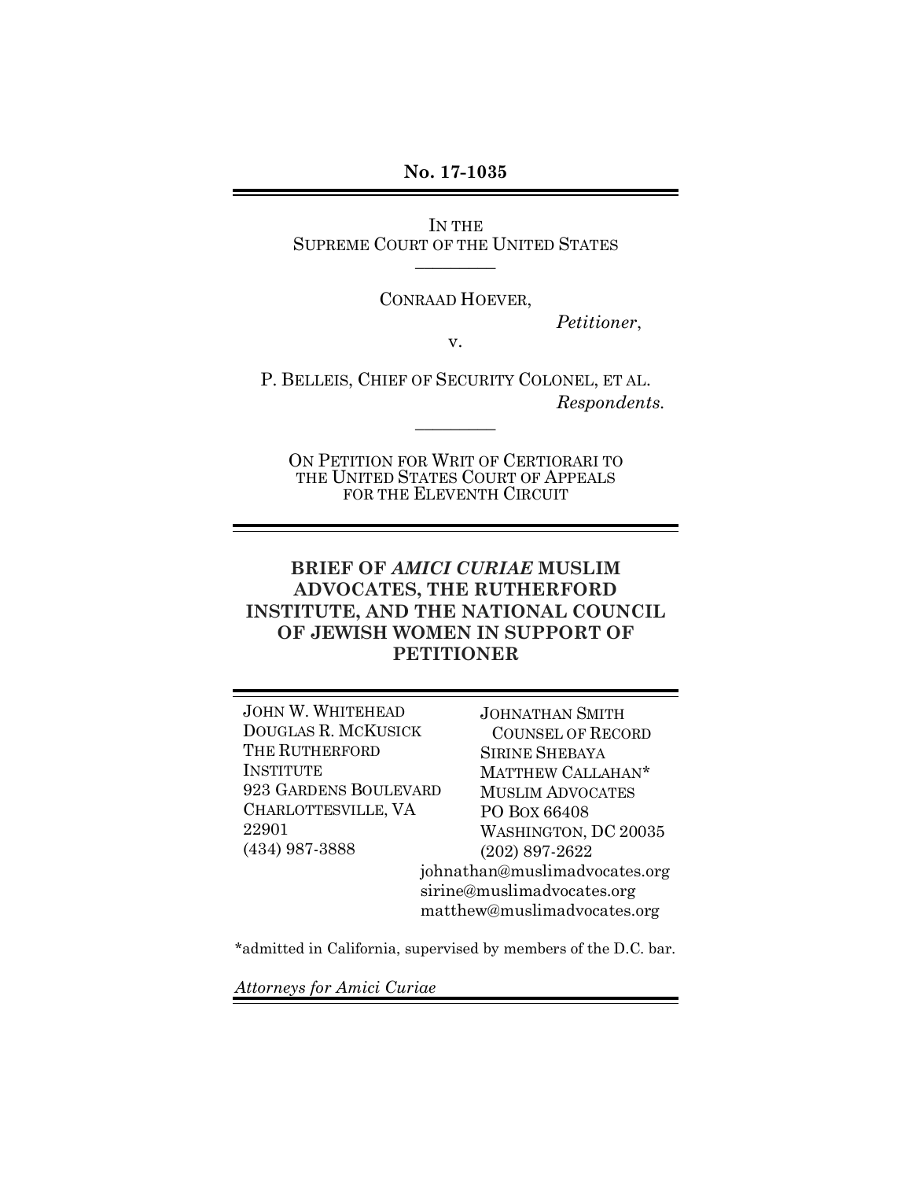**No. 17-1035**

---

IN THE
SUPREME COURT OF THE UNITED STATES

---

CONRAAD HOEVER,

*Petitioner*,

v.

P. BELLEIS, CHIEF OF SECURITY COLONEL, ET AL.

*Respondents.*

---

ON PETITION FOR WRIT OF CERTIORARI TO
THE UNITED STATES COURT OF APPEALS
FOR THE ELEVENTH CIRCUIT

---

**BRIEF OF *AMICI CURIAE* MUSLIM ADVOCATES, THE RUTHERFORD INSTITUTE, AND THE NATIONAL COUNCIL OF JEWISH WOMEN IN SUPPORT OF PETITIONER**

---

JOHN W. WHITEHEAD
DOUGLAS R. MCKUSICK
THE RUTHERFORD INSTITUTE
923 GARDENS BOULEVARD
CHARLOTTESVILLE, VA 22901
(434) 987-3888

JOHNATHAN SMITH
COUNSEL OF RECORD
SIRINE SHEBAYA
MATTHEW CALLAHAN*
MUSLIM ADVOCATES
PO BOX 66408
WASHINGTON, DC 20035
(202) 897-2622
johnathan@muslimadvocates.org
sirine@muslimadvocates.org
matthew@muslimadvocates.org

*admitted in California, supervised by members of the D.C. bar.

*Attorneys for Amici Curiae*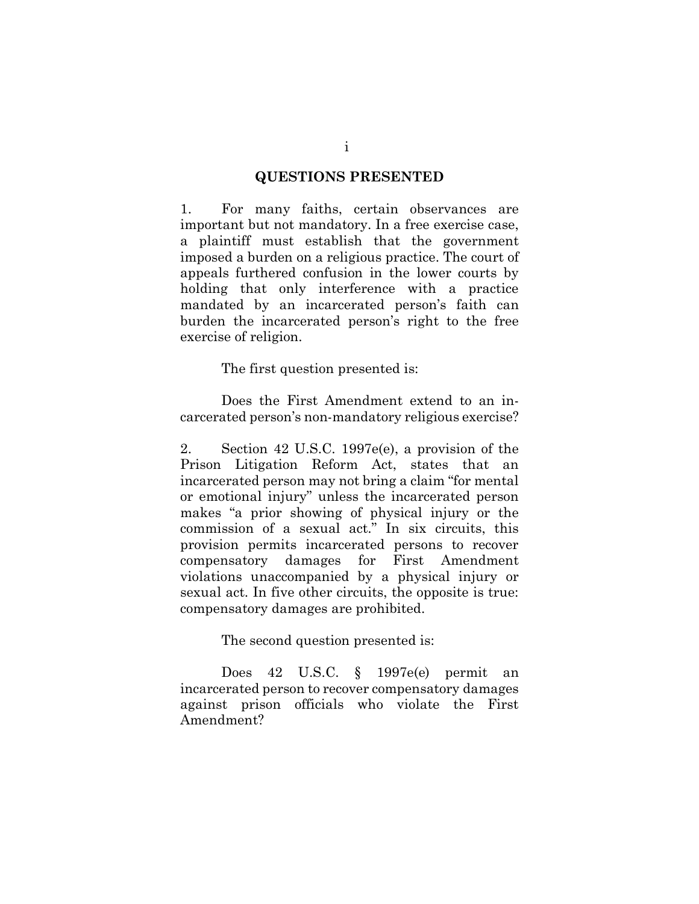## QUESTIONS PRESENTED

1. For many faiths, certain observances are important but not mandatory. In a free exercise case, a plaintiff must establish that the government imposed a burden on a religious practice. The court of appeals furthered confusion in the lower courts by holding that only interference with a practice mandated by an incarcerated person's faith can burden the incarcerated person's right to the free exercise of religion.

The first question presented is:

Does the First Amendment extend to an incarcerated person's non-mandatory religious exercise?

2. Section 42 U.S.C. 1997e(e), a provision of the Prison Litigation Reform Act, states that an incarcerated person may not bring a claim "for mental or emotional injury" unless the incarcerated person makes "a prior showing of physical injury or the commission of a sexual act." In six circuits, this provision permits incarcerated persons to recover compensatory damages for First Amendment violations unaccompanied by a physical injury or sexual act. In five other circuits, the opposite is true: compensatory damages are prohibited.

The second question presented is:

Does 42 U.S.C. § 1997e(e) permit an incarcerated person to recover compensatory damages against prison officials who violate the First Amendment?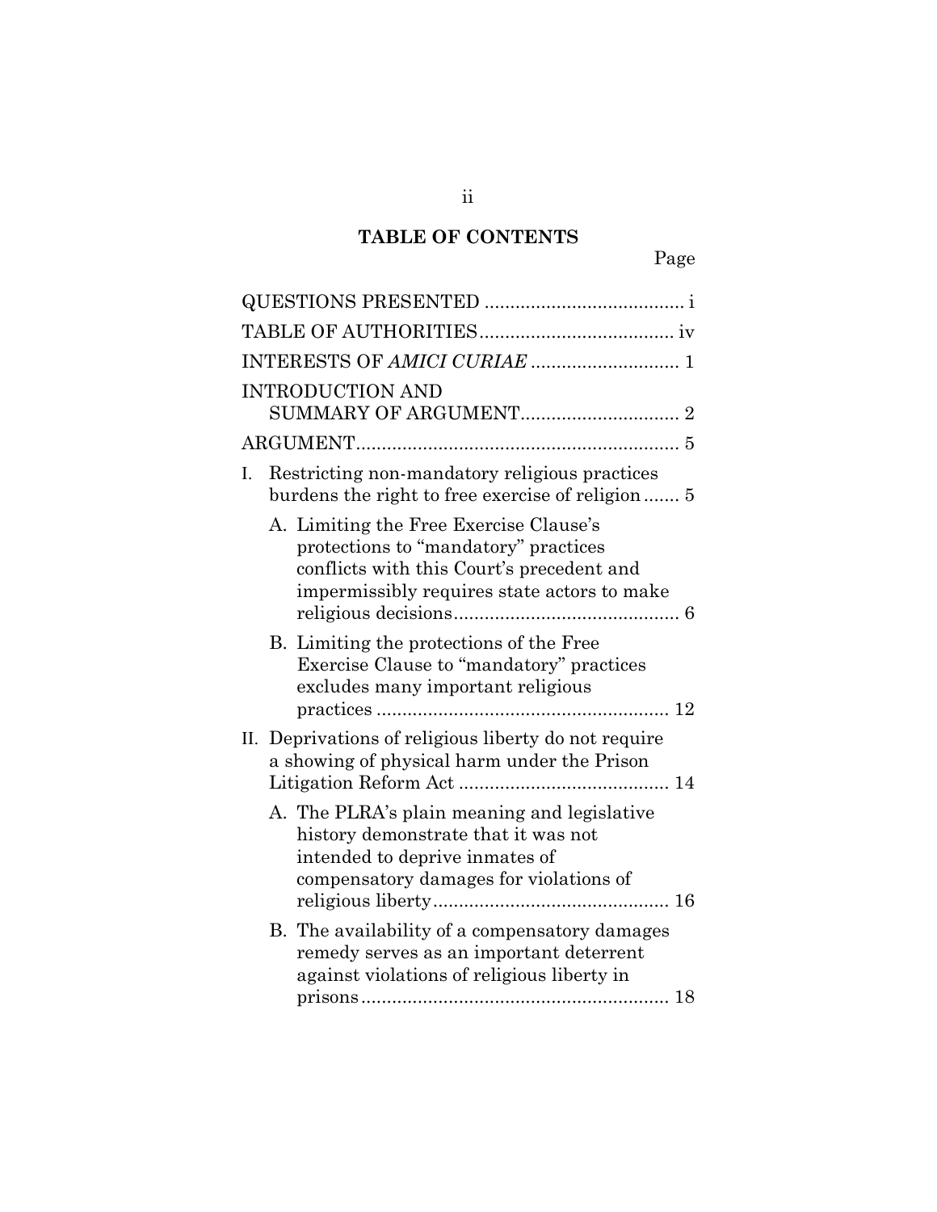## TABLE OF CONTENTS

Page

QUESTIONS PRESENTED ....................................... i

TABLE OF AUTHORITIES...................................... iv

INTERESTS OF *AMICI CURIAE* ............................. 1

INTRODUCTION AND SUMMARY OF ARGUMENT............................... 2

ARGUMENT............................................................... 5

I. Restricting non-mandatory religious practices burdens the right to free exercise of religion ....... 5

   A. Limiting the Free Exercise Clause's protections to "mandatory" practices conflicts with this Court's precedent and impermissibly requires state actors to make religious decisions............................................ 6

   B. Limiting the protections of the Free Exercise Clause to "mandatory" practices excludes many important religious practices ......................................................... 12

II. Deprivations of religious liberty do not require a showing of physical harm under the Prison Litigation Reform Act ......................................... 14

   A. The PLRA's plain meaning and legislative history demonstrate that it was not intended to deprive inmates of compensatory damages for violations of religious liberty.............................................. 16

   B. The availability of a compensatory damages remedy serves as an important deterrent against violations of religious liberty in prisons............................................................ 18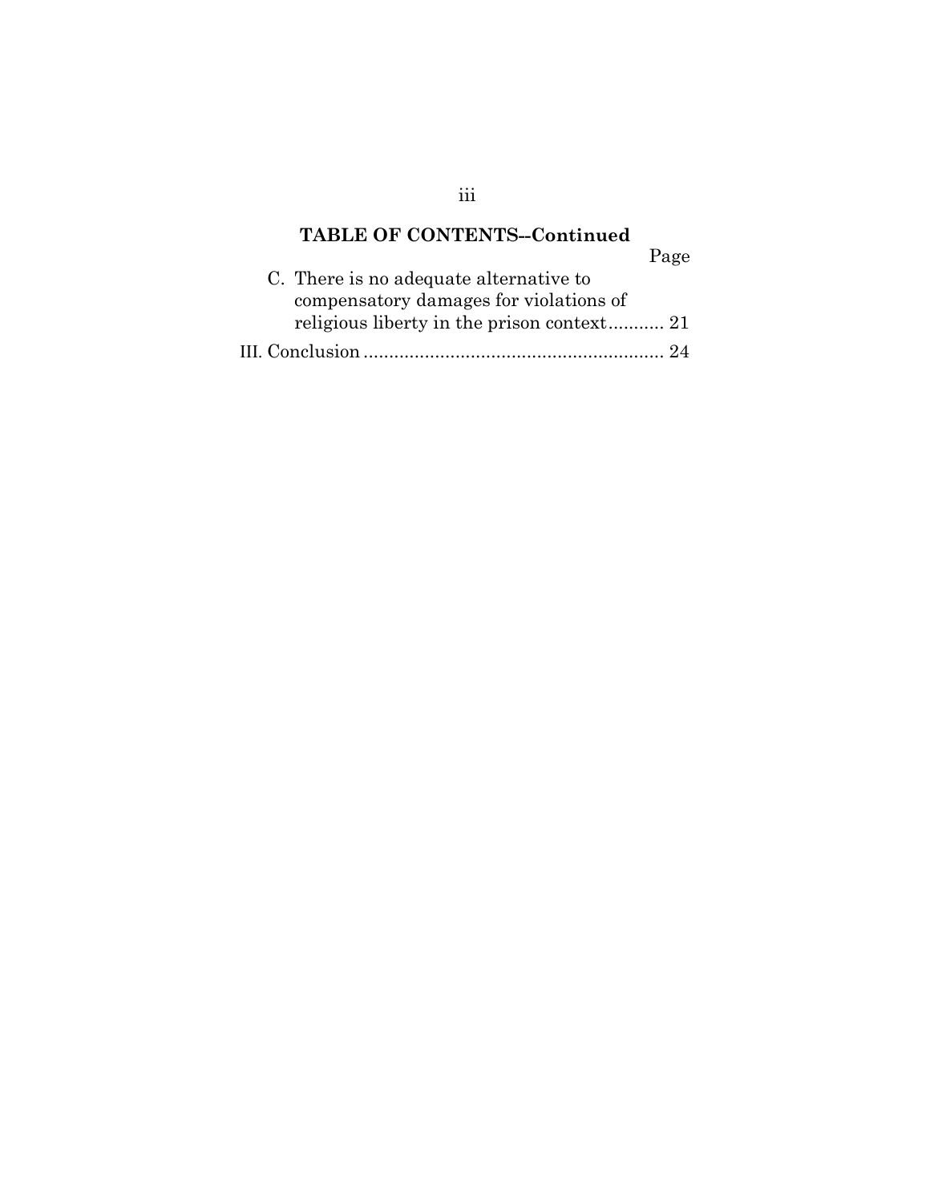**TABLE OF CONTENTS--Continued**

| | Page |
|---|---|
| C. There is no adequate alternative to compensatory damages for violations of religious liberty in the prison context | 21 |
| III. Conclusion | 24 |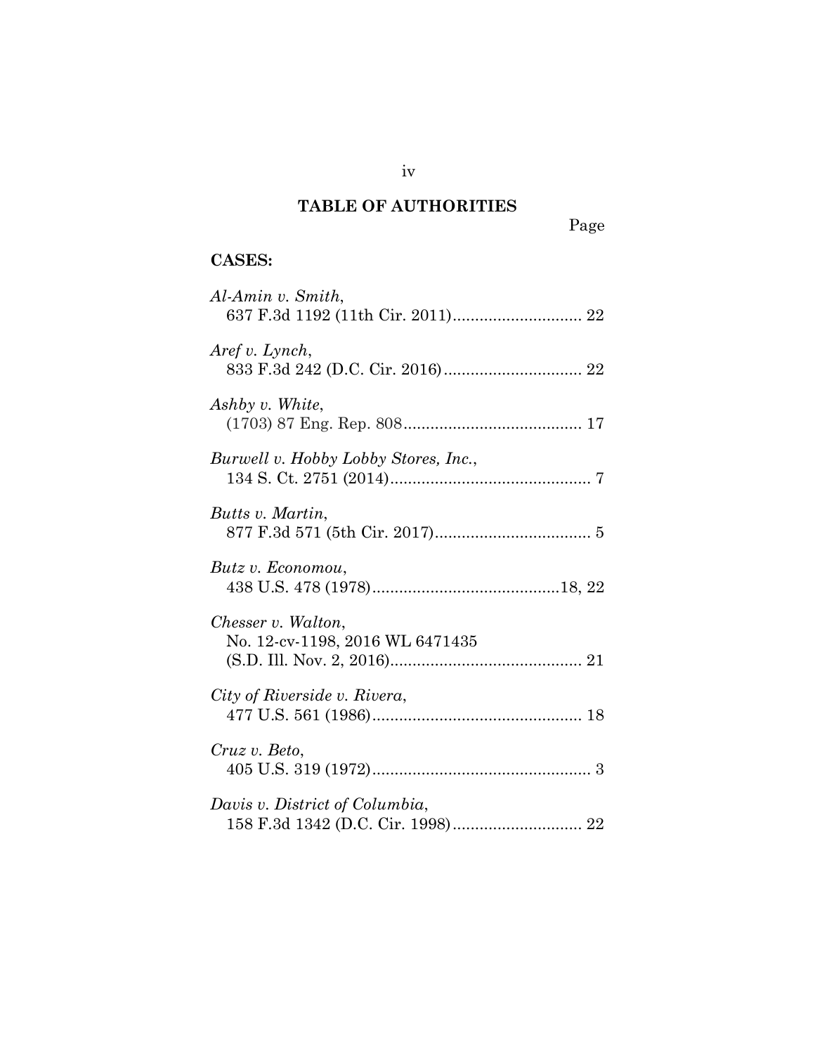## TABLE OF AUTHORITIES

Page

**CASES:**

*Al-Amin v. Smith*, 637 F.3d 1192 (11th Cir. 2011)............................ 22

*Aref v. Lynch*, 833 F.3d 242 (D.C. Cir. 2016).............................. 22

*Ashby v. White*, (1703) 87 Eng. Rep. 808........................................ 17

*Burwell v. Hobby Lobby Stores, Inc.*, 134 S. Ct. 2751 (2014)............................................ 7

*Butts v. Martin*, 877 F.3d 571 (5th Cir. 2017).................................. 5

*Butz v. Economou*, 438 U.S. 478 (1978).........................................18, 22

*Chesser v. Walton*, No. 12-cv-1198, 2016 WL 6471435 (S.D. Ill. Nov. 2, 2016)........................................... 21

*City of Riverside v. Rivera*, 477 U.S. 561 (1986)............................................... 18

*Cruz v. Beto*, 405 U.S. 319 (1972)................................................. 3

*Davis v. District of Columbia*, 158 F.3d 1342 (D.C. Cir. 1998)............................ 22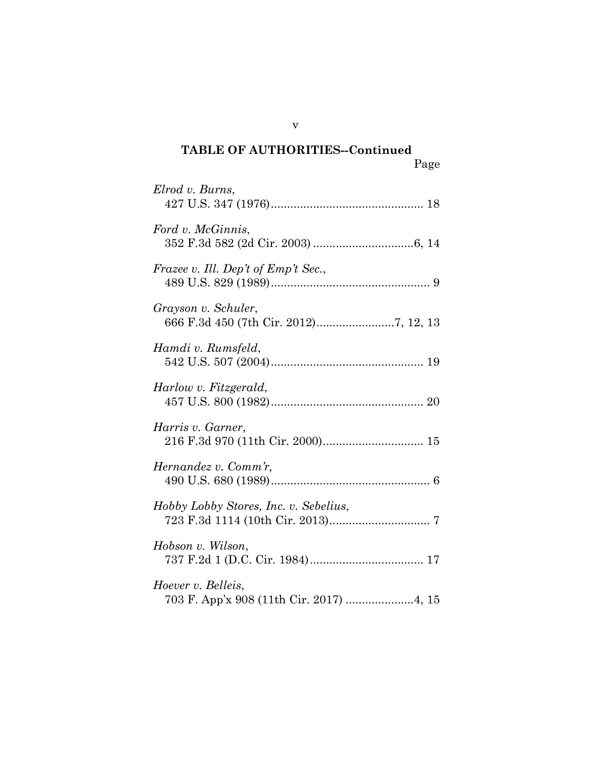**TABLE OF AUTHORITIES--Continued**

Page

*Elrod v. Burns*,
427 U.S. 347 (1976)............................................... 18

*Ford v. McGinnis*,
352 F.3d 582 (2d Cir. 2003) ...............................6, 14

*Frazee v. Ill. Dep't of Emp't Sec.*,
489 U.S. 829 (1989)................................................. 9

*Grayson v. Schuler*,
666 F.3d 450 (7th Cir. 2012)........................7, 12, 13

*Hamdi v. Rumsfeld*,
542 U.S. 507 (2004)............................................... 19

*Harlow v. Fitzgerald*,
457 U.S. 800 (1982)............................................... 20

*Harris v. Garner*,
216 F.3d 970 (11th Cir. 2000)............................... 15

*Hernandez v. Comm'r,*
490 U.S. 680 (1989)................................................. 6

*Hobby Lobby Stores, Inc. v. Sebelius*,
723 F.3d 1114 (10th Cir. 2013)............................... 7

*Hobson v. Wilson*,
737 F.2d 1 (D.C. Cir. 1984)................................... 17

*Hoever v. Belleis*,
703 F. App'x 908 (11th Cir. 2017) .....................4, 15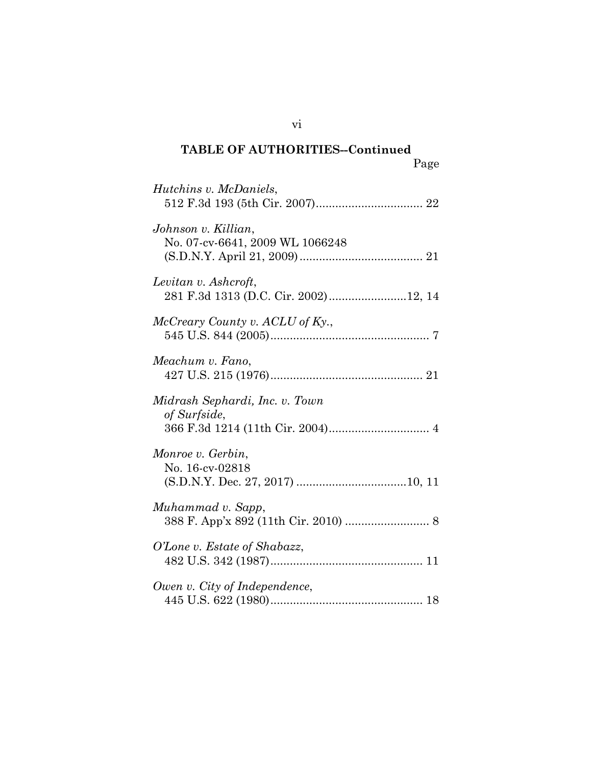**TABLE OF AUTHORITIES--Continued**

Page

*Hutchins v. McDaniels*, 512 F.3d 193 (5th Cir. 2007) ................................ 22

*Johnson v. Killian*, No. 07-cv-6641, 2009 WL 1066248 (S.D.N.Y. April 21, 2009) ...................................... 21

*Levitan v. Ashcroft*, 281 F.3d 1313 (D.C. Cir. 2002) ........................ 12, 14

*McCreary County v. ACLU of Ky.*, 545 U.S. 844 (2005) ................................................ 7

*Meachum v. Fano*, 427 U.S. 215 (1976) .............................................. 21

*Midrash Sephardi, Inc. v. Town of Surfside*, 366 F.3d 1214 (11th Cir. 2004) .............................. 4

*Monroe v. Gerbin*, No. 16-cv-02818 (S.D.N.Y. Dec. 27, 2017) .................................. 10, 11

*Muhammad v. Sapp*, 388 F. App'x 892 (11th Cir. 2010) ......................... 8

*O'Lone v. Estate of Shabazz*, 482 U.S. 342 (1987) .............................................. 11

*Owen v. City of Independence*, 445 U.S. 622 (1980) .............................................. 18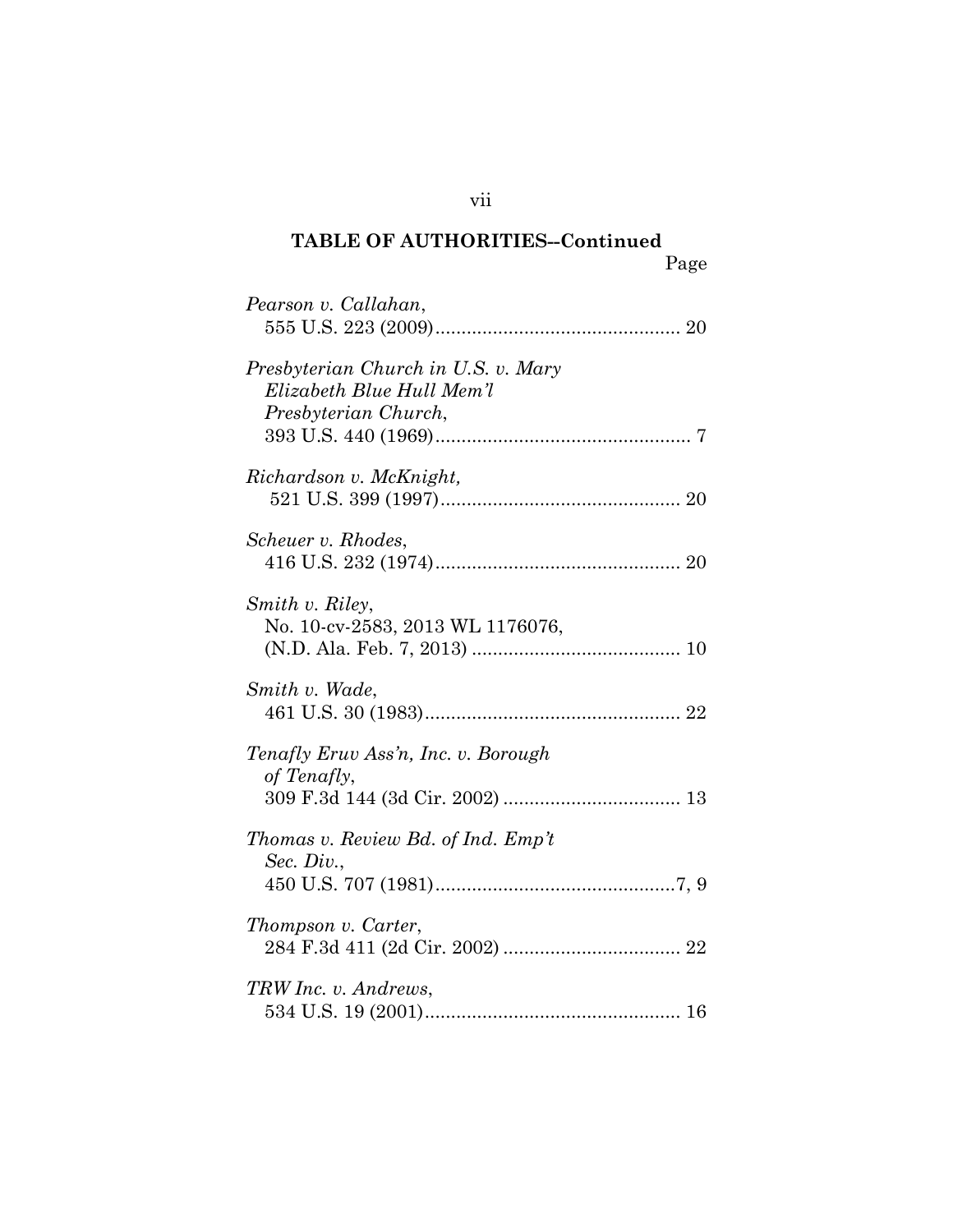**TABLE OF AUTHORITIES--Continued**

Page

*Pearson v. Callahan*,
555 U.S. 223 (2009)............................................... 20

*Presbyterian Church in U.S. v. Mary Elizabeth Blue Hull Mem'l Presbyterian Church*,
393 U.S. 440 (1969)................................................. 7

*Richardson v. McKnight,*
521 U.S. 399 (1997).............................................. 20

*Scheuer v. Rhodes*,
416 U.S. 232 (1974)............................................... 20

*Smith v. Riley*,
No. 10-cv-2583, 2013 WL 1176076,
(N.D. Ala. Feb. 7, 2013) ........................................ 10

*Smith v. Wade*,
461 U.S. 30 (1983)................................................. 22

*Tenafly Eruv Ass'n, Inc. v. Borough of Tenafly*,
309 F.3d 144 (3d Cir. 2002) .................................. 13

*Thomas v. Review Bd. of Ind. Emp't Sec. Div.*,
450 U.S. 707 (1981)..............................................7, 9

*Thompson v. Carter*,
284 F.3d 411 (2d Cir. 2002) .................................. 22

*TRW Inc. v. Andrews*,
534 U.S. 19 (2001)................................................. 16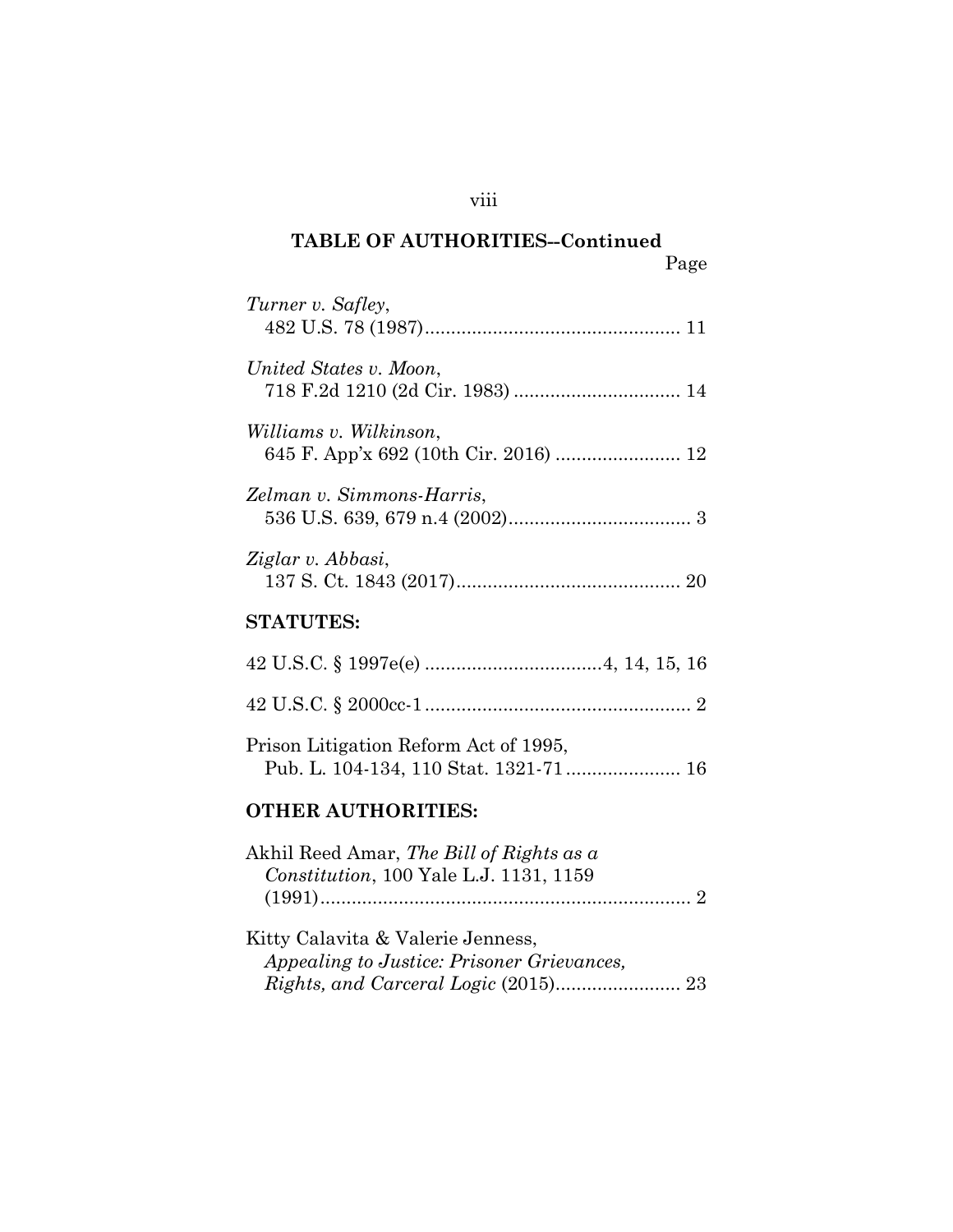## TABLE OF AUTHORITIES--Continued

Page

*Turner v. Safley*,
482 U.S. 78 (1987)................................................. 11

*United States v. Moon*,
718 F.2d 1210 (2d Cir. 1983) ................................ 14

*Williams v. Wilkinson*,
645 F. App'x 692 (10th Cir. 2016) ........................ 12

*Zelman v. Simmons-Harris*,
536 U.S. 639, 679 n.4 (2002)................................... 3

*Ziglar v. Abbasi*,
137 S. Ct. 1843 (2017)........................................... 20

**STATUTES:**

42 U.S.C. § 1997e(e) .................................4, 14, 15, 16

42 U.S.C. § 2000cc-1................................................... 2

Prison Litigation Reform Act of 1995,
Pub. L. 104-134, 110 Stat. 1321-71...................... 16

**OTHER AUTHORITIES:**

Akhil Reed Amar, *The Bill of Rights as a Constitution*, 100 Yale L.J. 1131, 1159 (1991)....................................................................... 2

Kitty Calavita & Valerie Jenness, *Appealing to Justice: Prisoner Grievances, Rights, and Carceral Logic* (2015)........................ 23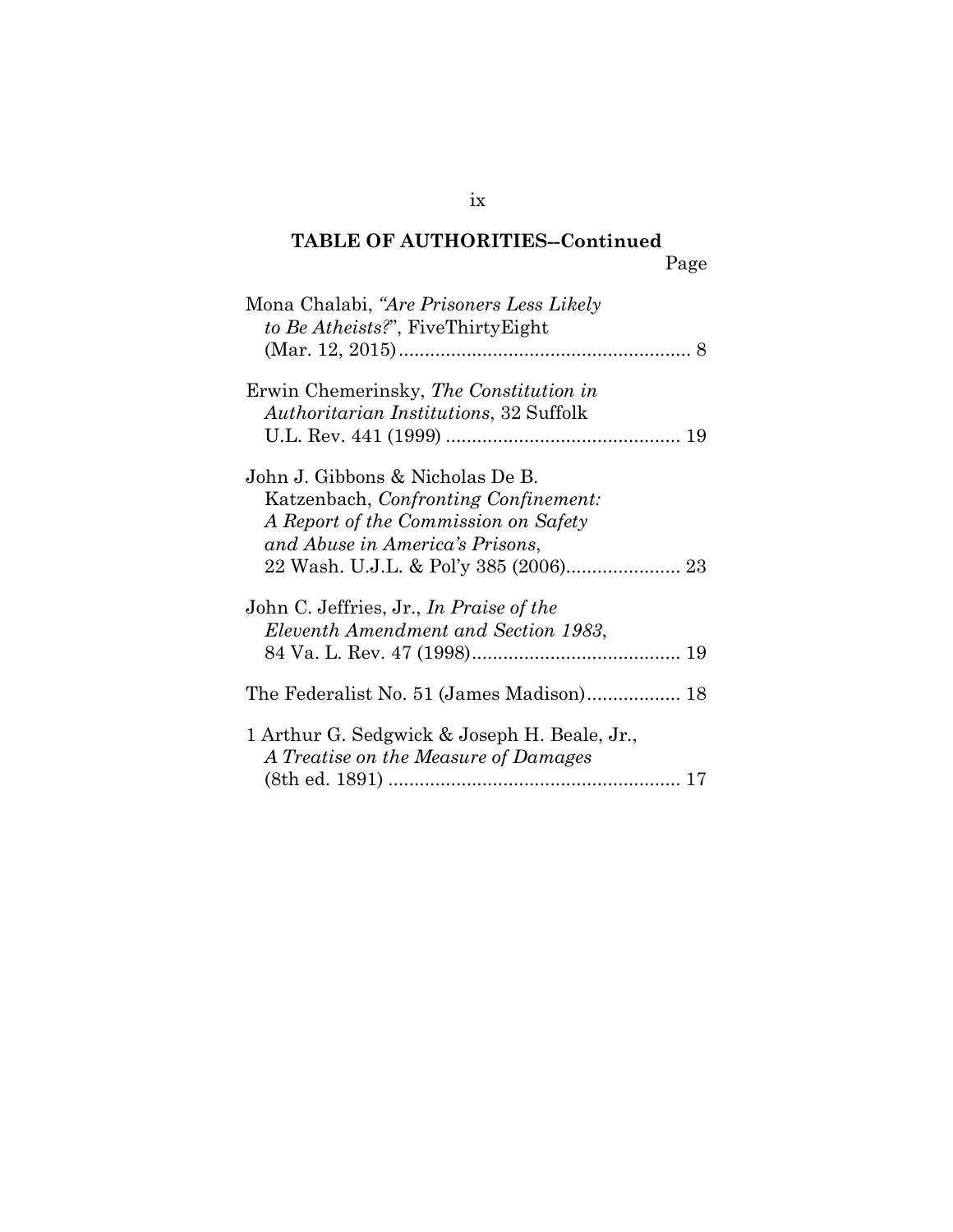**TABLE OF AUTHORITIES--Continued**

Page

Mona Chalabi, *"Are Prisoners Less Likely to Be Atheists?"*, FiveThirtyEight (Mar. 12, 2015)........................................................ 8

Erwin Chemerinsky, *The Constitution in Authoritarian Institutions*, 32 Suffolk U.L. Rev. 441 (1999) ............................................. 19

John J. Gibbons & Nicholas De B. Katzenbach, *Confronting Confinement: A Report of the Commission on Safety and Abuse in America's Prisons*, 22 Wash. U.J.L. & Pol'y 385 (2006)...................... 23

John C. Jeffries, Jr., *In Praise of the Eleventh Amendment and Section 1983*, 84 Va. L. Rev. 47 (1998)......................................... 19

The Federalist No. 51 (James Madison).................. 18

1 Arthur G. Sedgwick & Joseph H. Beale, Jr., *A Treatise on the Measure of Damages* (8th ed. 1891) ........................................................ 17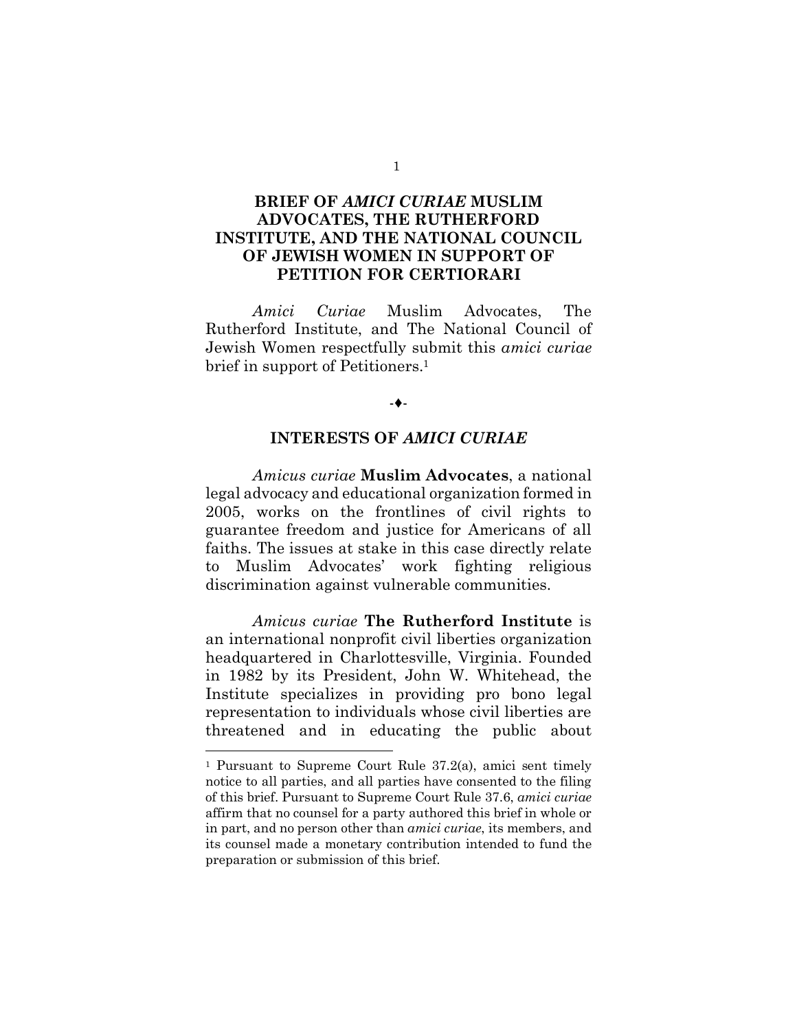# BRIEF OF *AMICI CURIAE* MUSLIM ADVOCATES, THE RUTHERFORD INSTITUTE, AND THE NATIONAL COUNCIL OF JEWISH WOMEN IN SUPPORT OF PETITION FOR CERTIORARI

*Amici Curiae* Muslim Advocates, The Rutherford Institute, and The National Council of Jewish Women respectfully submit this *amici curiae* brief in support of Petitioners.[1]

-♦-

## INTERESTS OF *AMICI CURIAE*

*Amicus curiae* **Muslim Advocates**, a national legal advocacy and educational organization formed in 2005, works on the frontlines of civil rights to guarantee freedom and justice for Americans of all faiths. The issues at stake in this case directly relate to Muslim Advocates' work fighting religious discrimination against vulnerable communities.

*Amicus curiae* **The Rutherford Institute** is an international nonprofit civil liberties organization headquartered in Charlottesville, Virginia. Founded in 1982 by its President, John W. Whitehead, the Institute specializes in providing pro bono legal representation to individuals whose civil liberties are threatened and in educating the public about

[1] Pursuant to Supreme Court Rule 37.2(a), amici sent timely notice to all parties, and all parties have consented to the filing of this brief. Pursuant to Supreme Court Rule 37.6, *amici curiae* affirm that no counsel for a party authored this brief in whole or in part, and no person other than *amici curiae*, its members, and its counsel made a monetary contribution intended to fund the preparation or submission of this brief.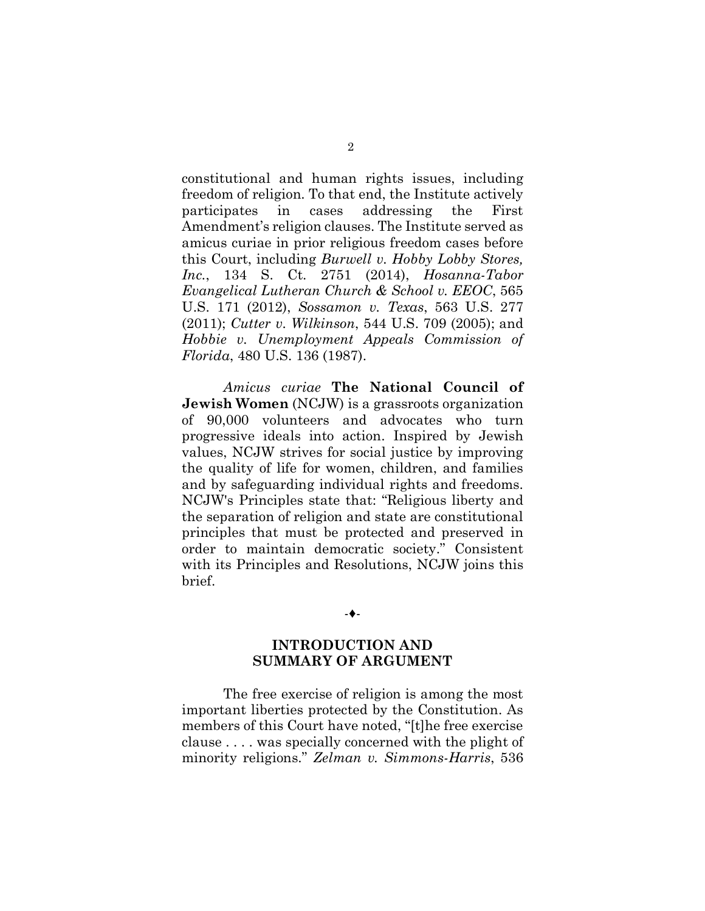constitutional and human rights issues, including freedom of religion. To that end, the Institute actively participates in cases addressing the First Amendment's religion clauses. The Institute served as amicus curiae in prior religious freedom cases before this Court, including *Burwell v. Hobby Lobby Stores, Inc.*, 134 S. Ct. 2751 (2014), *Hosanna-Tabor Evangelical Lutheran Church & School v. EEOC*, 565 U.S. 171 (2012), *Sossamon v. Texas*, 563 U.S. 277 (2011); *Cutter v. Wilkinson*, 544 U.S. 709 (2005); and *Hobbie v. Unemployment Appeals Commission of Florida*, 480 U.S. 136 (1987).

*Amicus curiae* **The National Council of Jewish Women** (NCJW) is a grassroots organization of 90,000 volunteers and advocates who turn progressive ideals into action. Inspired by Jewish values, NCJW strives for social justice by improving the quality of life for women, children, and families and by safeguarding individual rights and freedoms. NCJW's Principles state that: "Religious liberty and the separation of religion and state are constitutional principles that must be protected and preserved in order to maintain democratic society." Consistent with its Principles and Resolutions, NCJW joins this brief.

-♦-

## INTRODUCTION AND SUMMARY OF ARGUMENT

The free exercise of religion is among the most important liberties protected by the Constitution. As members of this Court have noted, "[t]he free exercise clause . . . . was specially concerned with the plight of minority religions." *Zelman v. Simmons-Harris*, 536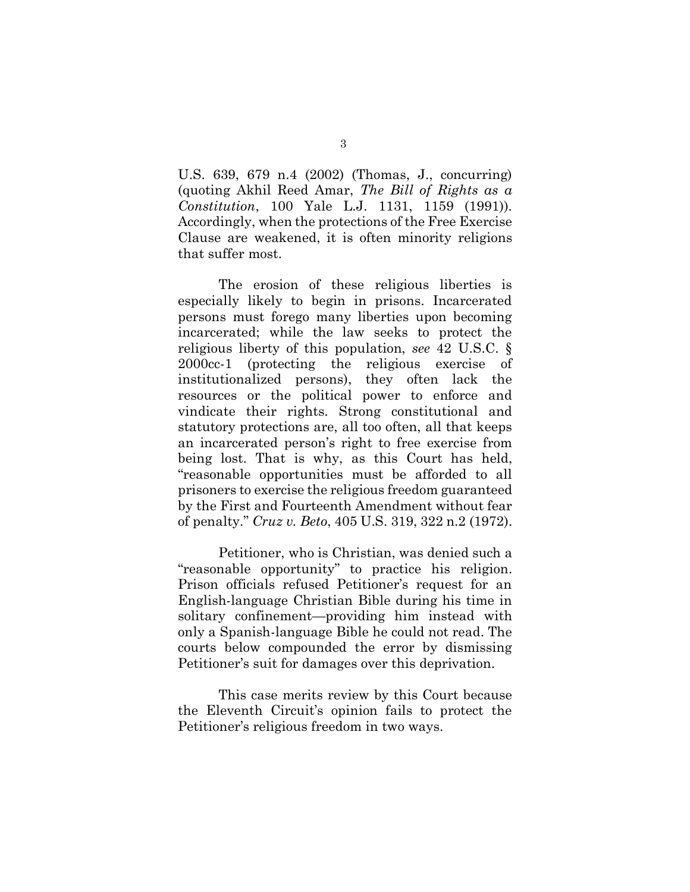U.S. 639, 679 n.4 (2002) (Thomas, J., concurring) (quoting Akhil Reed Amar, *The Bill of Rights as a Constitution*, 100 Yale L.J. 1131, 1159 (1991)). Accordingly, when the protections of the Free Exercise Clause are weakened, it is often minority religions that suffer most.

The erosion of these religious liberties is especially likely to begin in prisons. Incarcerated persons must forego many liberties upon becoming incarcerated; while the law seeks to protect the religious liberty of this population, *see* 42 U.S.C. § 2000cc-1 (protecting the religious exercise of institutionalized persons), they often lack the resources or the political power to enforce and vindicate their rights. Strong constitutional and statutory protections are, all too often, all that keeps an incarcerated person's right to free exercise from being lost. That is why, as this Court has held, "reasonable opportunities must be afforded to all prisoners to exercise the religious freedom guaranteed by the First and Fourteenth Amendment without fear of penalty." *Cruz v. Beto*, 405 U.S. 319, 322 n.2 (1972).

Petitioner, who is Christian, was denied such a "reasonable opportunity" to practice his religion. Prison officials refused Petitioner's request for an English-language Christian Bible during his time in solitary confinement—providing him instead with only a Spanish-language Bible he could not read. The courts below compounded the error by dismissing Petitioner's suit for damages over this deprivation.

This case merits review by this Court because the Eleventh Circuit's opinion fails to protect the Petitioner's religious freedom in two ways.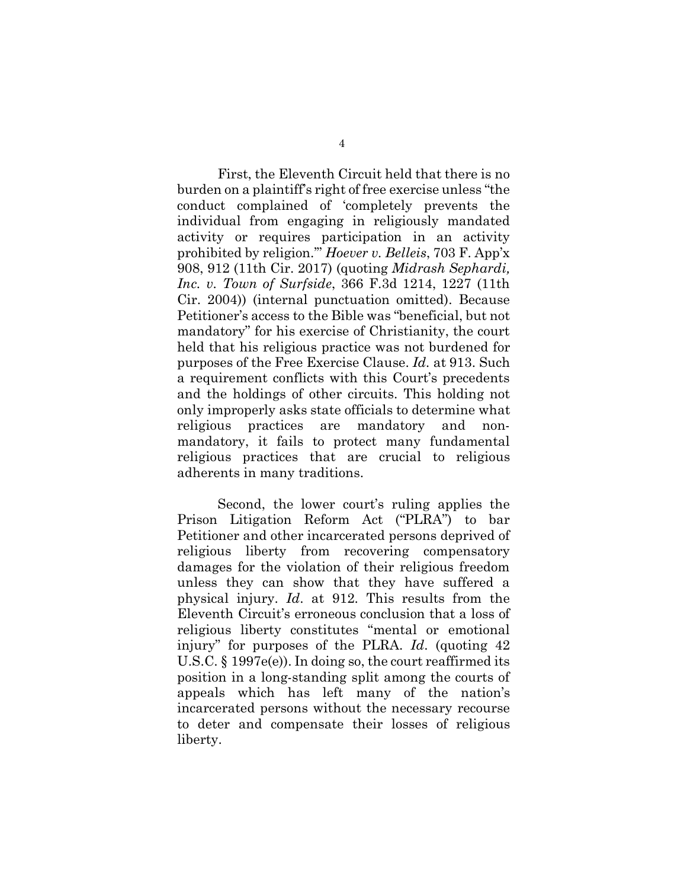First, the Eleventh Circuit held that there is no burden on a plaintiff's right of free exercise unless "the conduct complained of 'completely prevents the individual from engaging in religiously mandated activity or requires participation in an activity prohibited by religion.'" *Hoever v. Belleis*, 703 F. App'x 908, 912 (11th Cir. 2017) (quoting *Midrash Sephardi, Inc. v. Town of Surfside*, 366 F.3d 1214, 1227 (11th Cir. 2004)) (internal punctuation omitted). Because Petitioner's access to the Bible was "beneficial, but not mandatory" for his exercise of Christianity, the court held that his religious practice was not burdened for purposes of the Free Exercise Clause. *Id*. at 913. Such a requirement conflicts with this Court's precedents and the holdings of other circuits. This holding not only improperly asks state officials to determine what religious practices are mandatory and non-mandatory, it fails to protect many fundamental religious practices that are crucial to religious adherents in many traditions.

Second, the lower court's ruling applies the Prison Litigation Reform Act ("PLRA") to bar Petitioner and other incarcerated persons deprived of religious liberty from recovering compensatory damages for the violation of their religious freedom unless they can show that they have suffered a physical injury. *Id*. at 912. This results from the Eleventh Circuit's erroneous conclusion that a loss of religious liberty constitutes "mental or emotional injury" for purposes of the PLRA. *Id*. (quoting 42 U.S.C. § 1997e(e)). In doing so, the court reaffirmed its position in a long-standing split among the courts of appeals which has left many of the nation's incarcerated persons without the necessary recourse to deter and compensate their losses of religious liberty.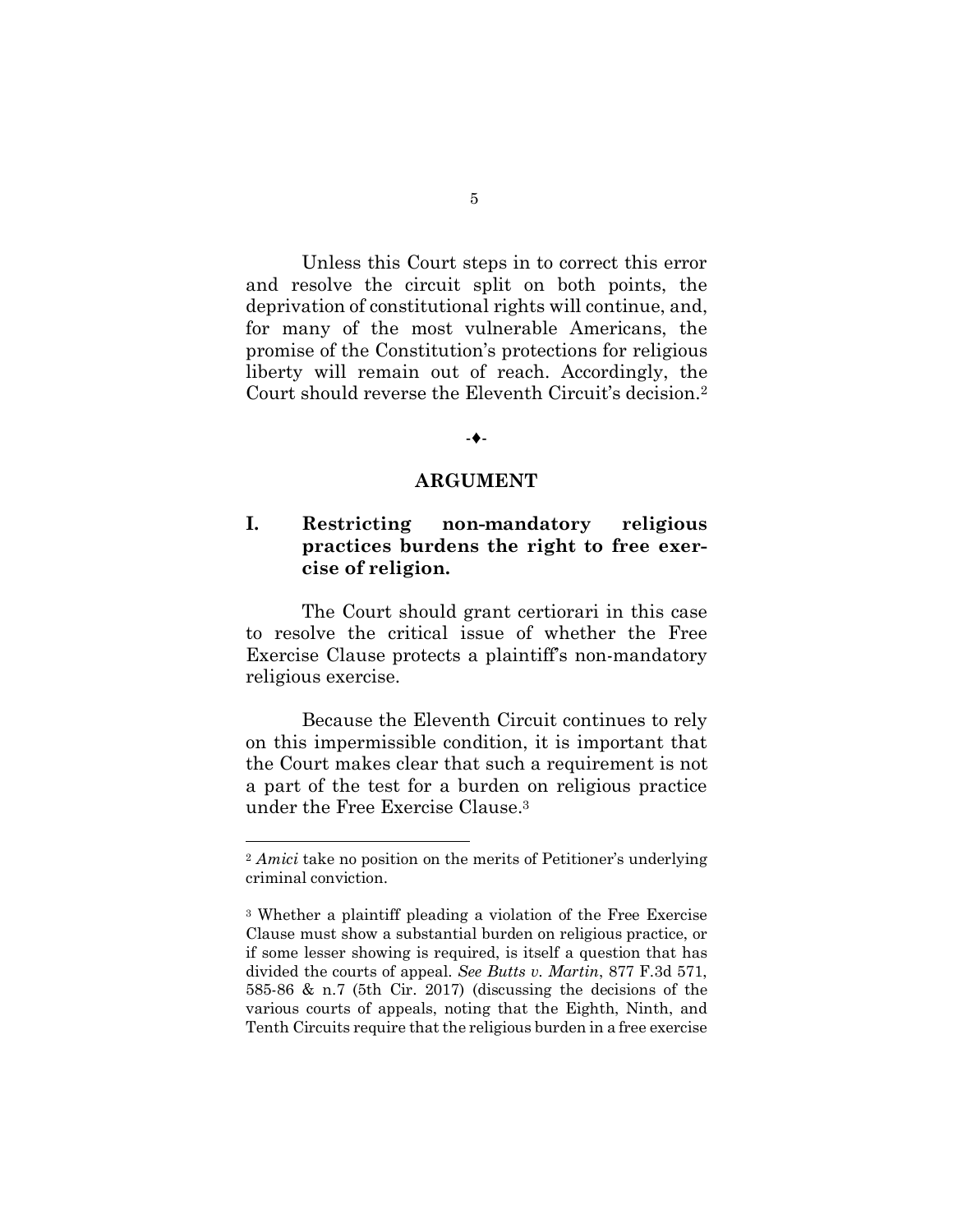Unless this Court steps in to correct this error and resolve the circuit split on both points, the deprivation of constitutional rights will continue, and, for many of the most vulnerable Americans, the promise of the Constitution's protections for religious liberty will remain out of reach. Accordingly, the Court should reverse the Eleventh Circuit's decision.[2]

-♦-

## ARGUMENT

### I. Restricting non-mandatory religious practices burdens the right to free exercise of religion.

The Court should grant certiorari in this case to resolve the critical issue of whether the Free Exercise Clause protects a plaintiff's non-mandatory religious exercise.

Because the Eleventh Circuit continues to rely on this impermissible condition, it is important that the Court makes clear that such a requirement is not a part of the test for a burden on religious practice under the Free Exercise Clause.[3]

---

[2] *Amici* take no position on the merits of Petitioner's underlying criminal conviction.

[3] Whether a plaintiff pleading a violation of the Free Exercise Clause must show a substantial burden on religious practice, or if some lesser showing is required, is itself a question that has divided the courts of appeal. *See Butts v. Martin*, 877 F.3d 571, 585-86 & n.7 (5th Cir. 2017) (discussing the decisions of the various courts of appeals, noting that the Eighth, Ninth, and Tenth Circuits require that the religious burden in a free exercise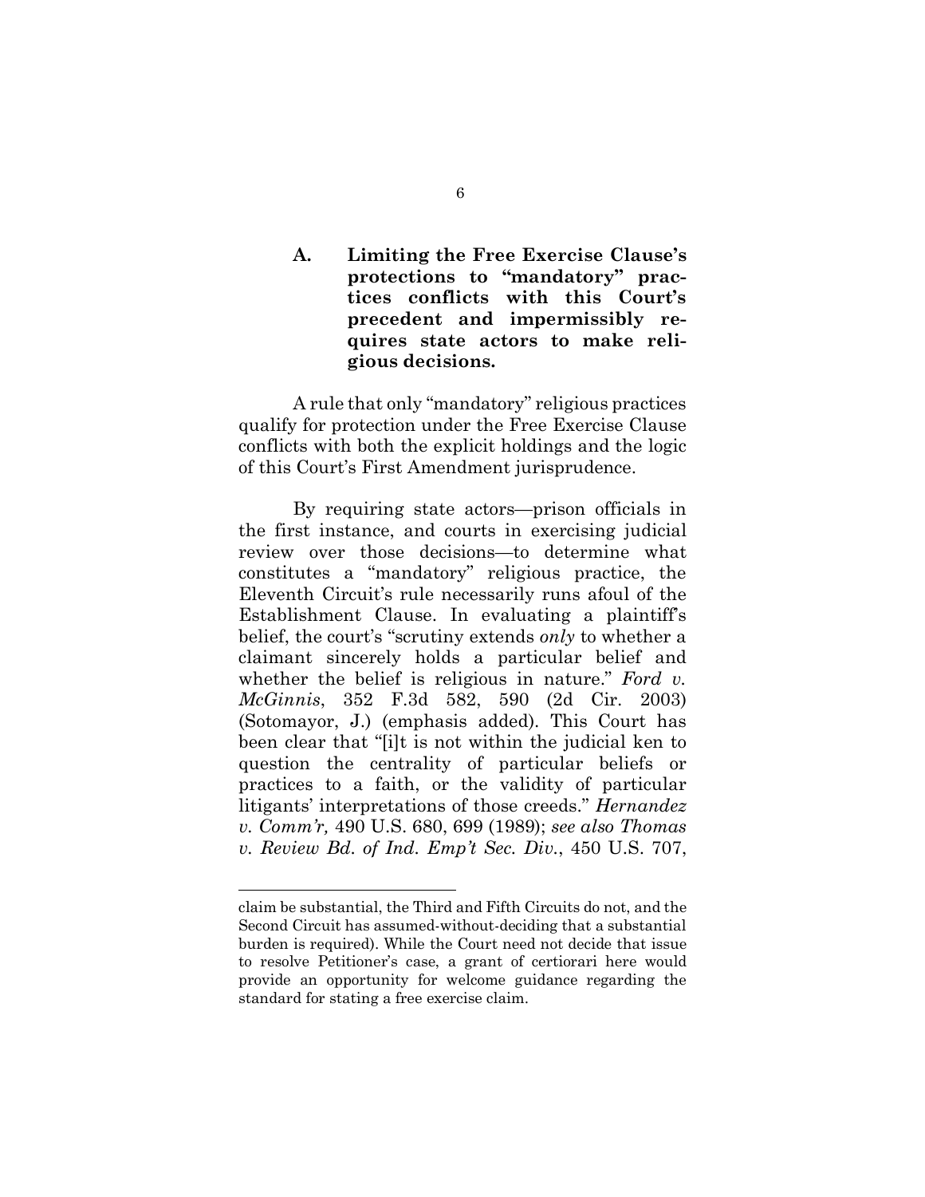### A. Limiting the Free Exercise Clause's protections to "mandatory" practices conflicts with this Court's precedent and impermissibly requires state actors to make religious decisions.

A rule that only "mandatory" religious practices qualify for protection under the Free Exercise Clause conflicts with both the explicit holdings and the logic of this Court's First Amendment jurisprudence.

By requiring state actors—prison officials in the first instance, and courts in exercising judicial review over those decisions—to determine what constitutes a "mandatory" religious practice, the Eleventh Circuit's rule necessarily runs afoul of the Establishment Clause. In evaluating a plaintiff's belief, the court's "scrutiny extends *only* to whether a claimant sincerely holds a particular belief and whether the belief is religious in nature." *Ford v. McGinnis*, 352 F.3d 582, 590 (2d Cir. 2003) (Sotomayor, J.) (emphasis added). This Court has been clear that "[i]t is not within the judicial ken to question the centrality of particular beliefs or practices to a faith, or the validity of particular litigants' interpretations of those creeds." *Hernandez v. Comm'r,* 490 U.S. 680, 699 (1989); *see also Thomas v. Review Bd. of Ind. Emp't Sec. Div.*, 450 U.S. 707,

---

claim be substantial, the Third and Fifth Circuits do not, and the Second Circuit has assumed-without-deciding that a substantial burden is required). While the Court need not decide that issue to resolve Petitioner's case, a grant of certiorari here would provide an opportunity for welcome guidance regarding the standard for stating a free exercise claim.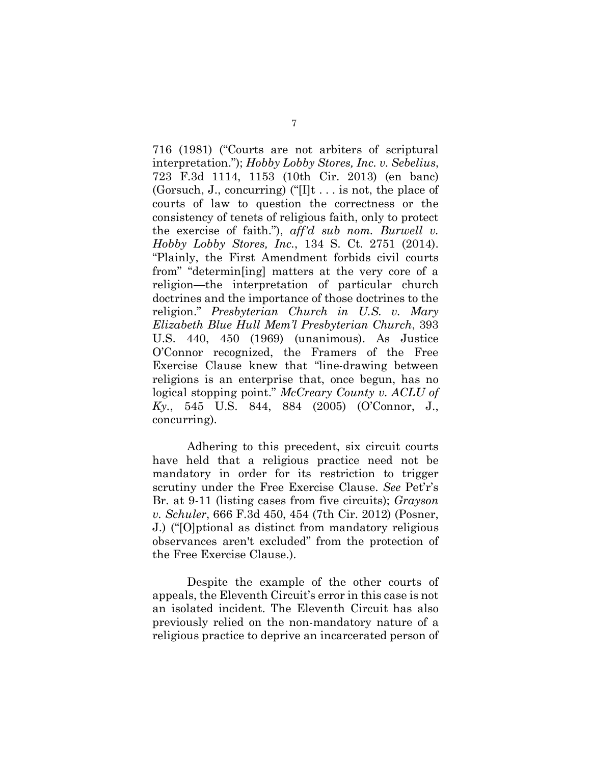716 (1981) ("Courts are not arbiters of scriptural interpretation."); *Hobby Lobby Stores, Inc. v. Sebelius*, 723 F.3d 1114, 1153 (10th Cir. 2013) (en banc) (Gorsuch, J., concurring) ("[I]t . . . is not, the place of courts of law to question the correctness or the consistency of tenets of religious faith, only to protect the exercise of faith."), *aff'd sub nom. Burwell v. Hobby Lobby Stores, Inc.*, 134 S. Ct. 2751 (2014). "Plainly, the First Amendment forbids civil courts from" "determin[ing] matters at the very core of a religion—the interpretation of particular church doctrines and the importance of those doctrines to the religion." *Presbyterian Church in U.S. v. Mary Elizabeth Blue Hull Mem'l Presbyterian Church*, 393 U.S. 440, 450 (1969) (unanimous). As Justice O'Connor recognized, the Framers of the Free Exercise Clause knew that "line-drawing between religions is an enterprise that, once begun, has no logical stopping point." *McCreary County v. ACLU of Ky.*, 545 U.S. 844, 884 (2005) (O'Connor, J., concurring).

Adhering to this precedent, six circuit courts have held that a religious practice need not be mandatory in order for its restriction to trigger scrutiny under the Free Exercise Clause. *See* Pet'r's Br. at 9-11 (listing cases from five circuits); *Grayson v. Schuler*, 666 F.3d 450, 454 (7th Cir. 2012) (Posner, J.) ("[O]ptional as distinct from mandatory religious observances aren't excluded" from the protection of the Free Exercise Clause.).

Despite the example of the other courts of appeals, the Eleventh Circuit's error in this case is not an isolated incident. The Eleventh Circuit has also previously relied on the non-mandatory nature of a religious practice to deprive an incarcerated person of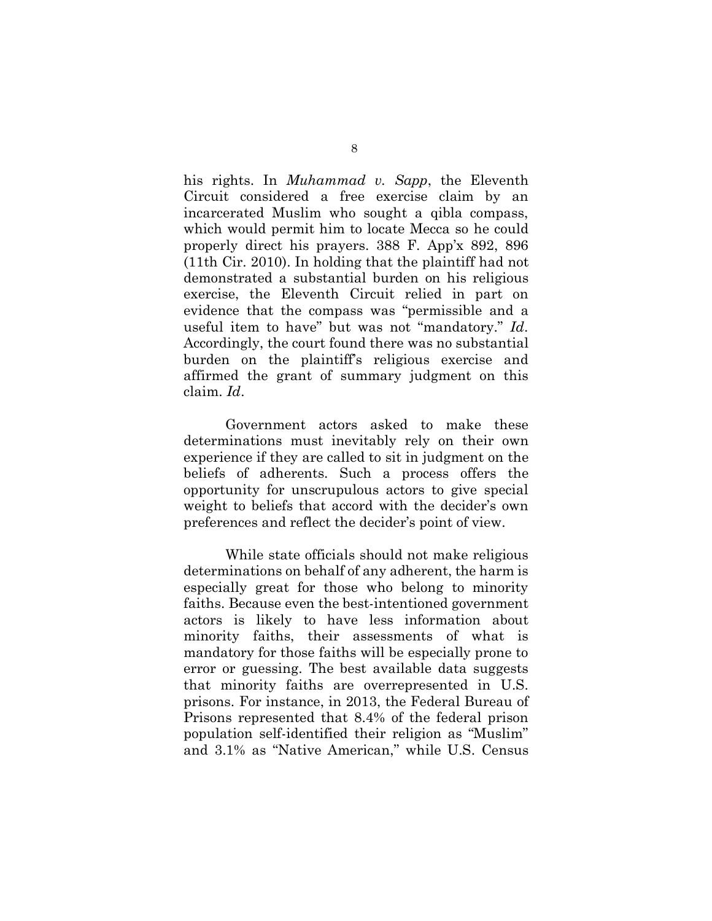his rights. In *Muhammad v. Sapp*, the Eleventh Circuit considered a free exercise claim by an incarcerated Muslim who sought a qibla compass, which would permit him to locate Mecca so he could properly direct his prayers. 388 F. App'x 892, 896 (11th Cir. 2010). In holding that the plaintiff had not demonstrated a substantial burden on his religious exercise, the Eleventh Circuit relied in part on evidence that the compass was "permissible and a useful item to have" but was not "mandatory." *Id*. Accordingly, the court found there was no substantial burden on the plaintiff's religious exercise and affirmed the grant of summary judgment on this claim. *Id*.

Government actors asked to make these determinations must inevitably rely on their own experience if they are called to sit in judgment on the beliefs of adherents. Such a process offers the opportunity for unscrupulous actors to give special weight to beliefs that accord with the decider's own preferences and reflect the decider's point of view.

While state officials should not make religious determinations on behalf of any adherent, the harm is especially great for those who belong to minority faiths. Because even the best-intentioned government actors is likely to have less information about minority faiths, their assessments of what is mandatory for those faiths will be especially prone to error or guessing. The best available data suggests that minority faiths are overrepresented in U.S. prisons. For instance, in 2013, the Federal Bureau of Prisons represented that 8.4% of the federal prison population self-identified their religion as "Muslim" and 3.1% as "Native American," while U.S. Census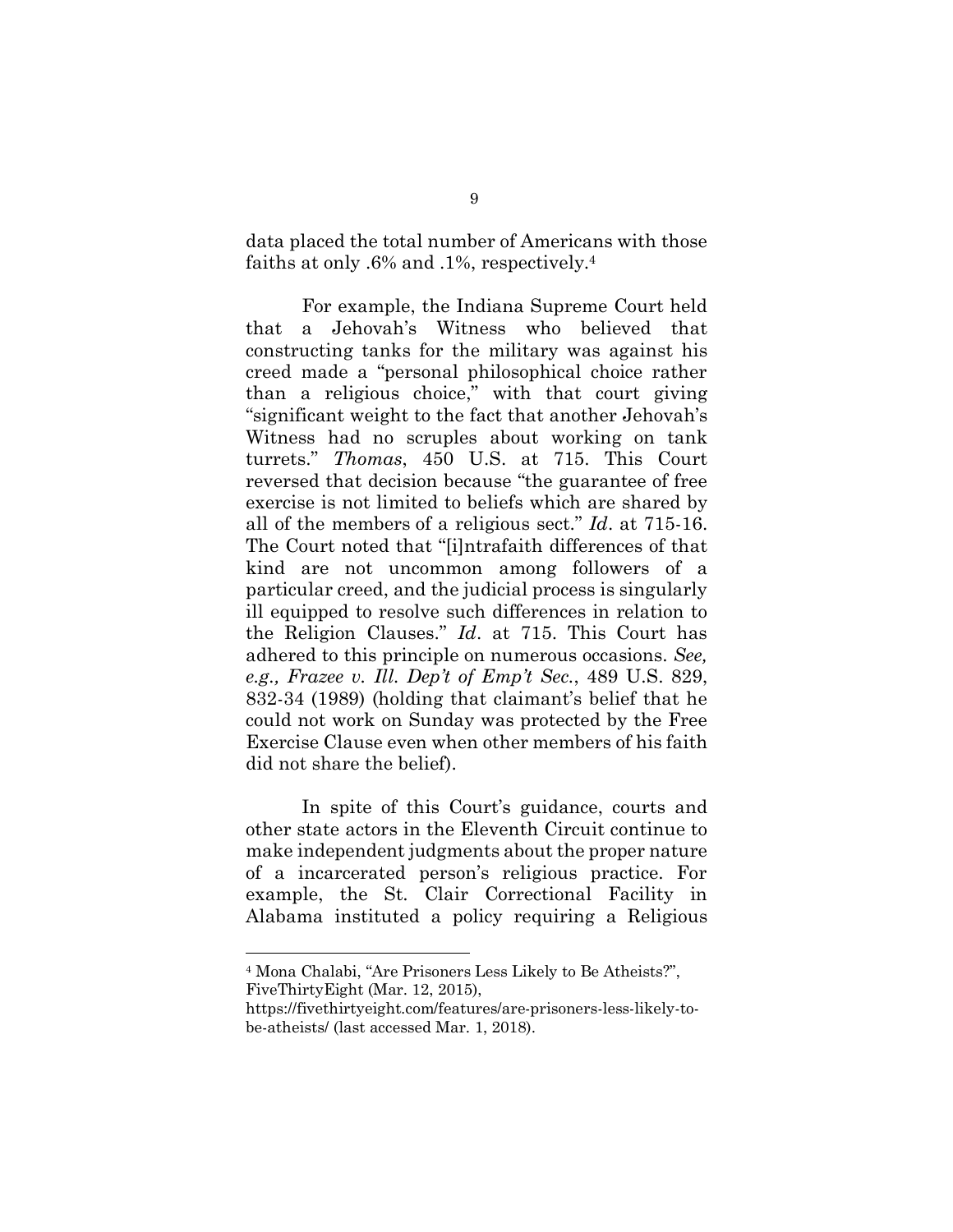data placed the total number of Americans with those faiths at only .6% and .1%, respectively.[4]

For example, the Indiana Supreme Court held that a Jehovah's Witness who believed that constructing tanks for the military was against his creed made a "personal philosophical choice rather than a religious choice," with that court giving "significant weight to the fact that another Jehovah's Witness had no scruples about working on tank turrets." *Thomas*, 450 U.S. at 715. This Court reversed that decision because "the guarantee of free exercise is not limited to beliefs which are shared by all of the members of a religious sect." *Id*. at 715-16. The Court noted that "[i]ntrafaith differences of that kind are not uncommon among followers of a particular creed, and the judicial process is singularly ill equipped to resolve such differences in relation to the Religion Clauses." *Id*. at 715. This Court has adhered to this principle on numerous occasions. *See, e.g., Frazee v. Ill. Dep't of Emp't Sec.*, 489 U.S. 829, 832-34 (1989) (holding that claimant's belief that he could not work on Sunday was protected by the Free Exercise Clause even when other members of his faith did not share the belief).

In spite of this Court's guidance, courts and other state actors in the Eleventh Circuit continue to make independent judgments about the proper nature of a incarcerated person's religious practice. For example, the St. Clair Correctional Facility in Alabama instituted a policy requiring a Religious

---

[4] Mona Chalabi, "Are Prisoners Less Likely to Be Atheists?", FiveThirtyEight (Mar. 12, 2015), https://fivethirtyeight.com/features/are-prisoners-less-likely-to-be-atheists/ (last accessed Mar. 1, 2018).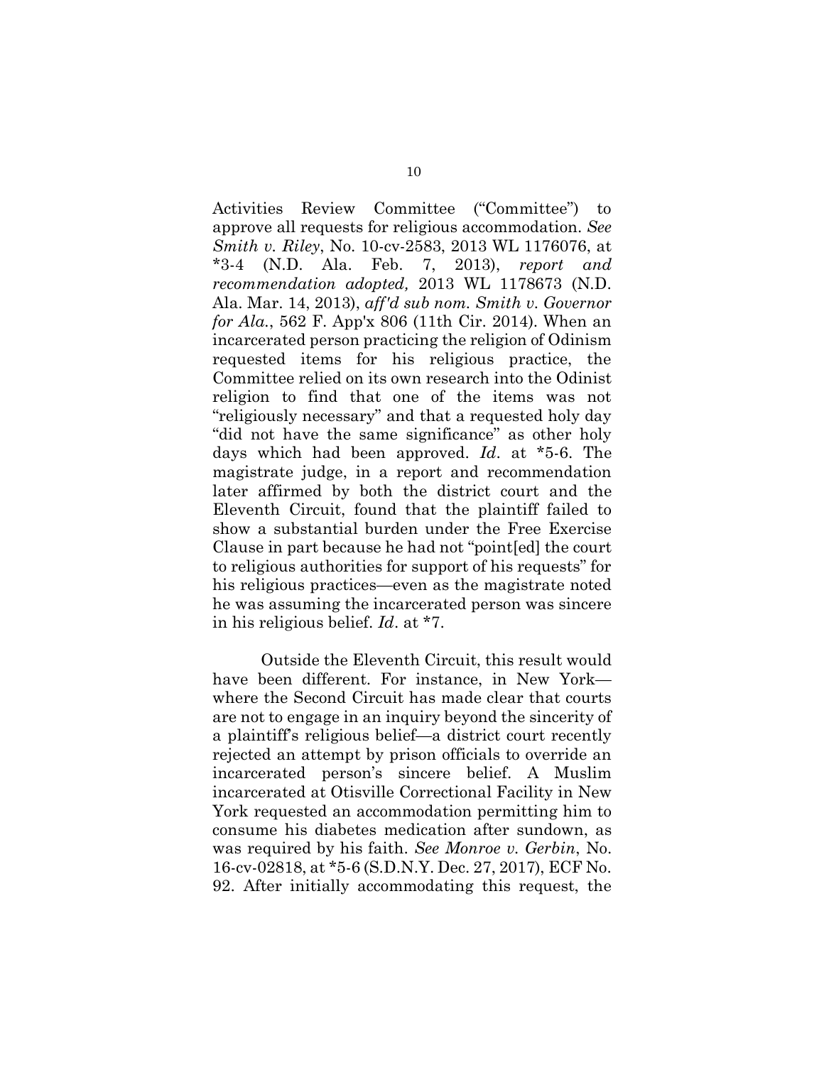Activities Review Committee ("Committee") to approve all requests for religious accommodation. *See Smith v. Riley*, No. 10-cv-2583, 2013 WL 1176076, at *3-4 (N.D. Ala. Feb. 7, 2013), *report and recommendation adopted,* 2013 WL 1178673 (N.D. Ala. Mar. 14, 2013), *aff'd sub nom. Smith v. Governor for Ala.*, 562 F. App'x 806 (11th Cir. 2014). When an incarcerated person practicing the religion of Odinism requested items for his religious practice, the Committee relied on its own research into the Odinist religion to find that one of the items was not "religiously necessary" and that a requested holy day "did not have the same significance" as other holy days which had been approved. *Id*. at *5-6. The magistrate judge, in a report and recommendation later affirmed by both the district court and the Eleventh Circuit, found that the plaintiff failed to show a substantial burden under the Free Exercise Clause in part because he had not "point[ed] the court to religious authorities for support of his requests" for his religious practices—even as the magistrate noted he was assuming the incarcerated person was sincere in his religious belief. *Id*. at *7.

Outside the Eleventh Circuit, this result would have been different. For instance, in New York—where the Second Circuit has made clear that courts are not to engage in an inquiry beyond the sincerity of a plaintiff's religious belief—a district court recently rejected an attempt by prison officials to override an incarcerated person's sincere belief. A Muslim incarcerated at Otisville Correctional Facility in New York requested an accommodation permitting him to consume his diabetes medication after sundown, as was required by his faith. *See Monroe v. Gerbin*, No. 16-cv-02818, at *5-6 (S.D.N.Y. Dec. 27, 2017), ECF No. 92. After initially accommodating this request, the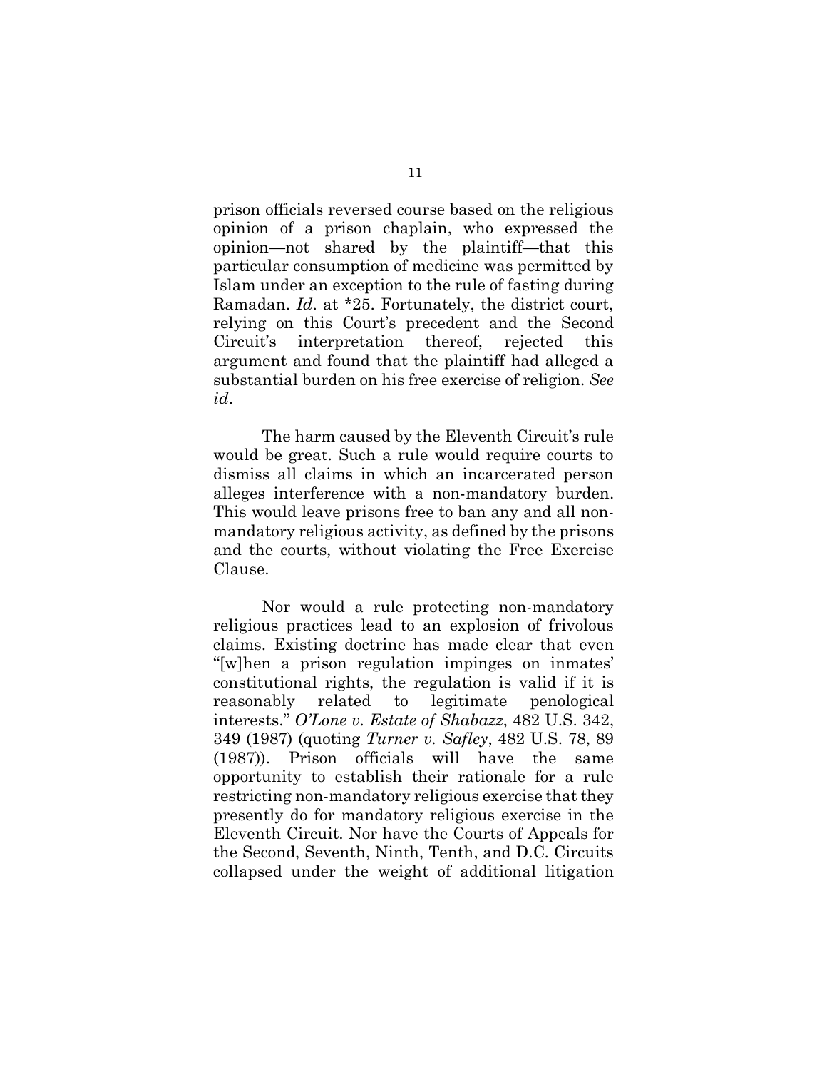prison officials reversed course based on the religious opinion of a prison chaplain, who expressed the opinion—not shared by the plaintiff—that this particular consumption of medicine was permitted by Islam under an exception to the rule of fasting during Ramadan. *Id*. at *25. Fortunately, the district court, relying on this Court's precedent and the Second Circuit's interpretation thereof, rejected this argument and found that the plaintiff had alleged a substantial burden on his free exercise of religion. *See id*.

The harm caused by the Eleventh Circuit's rule would be great. Such a rule would require courts to dismiss all claims in which an incarcerated person alleges interference with a non-mandatory burden. This would leave prisons free to ban any and all non-mandatory religious activity, as defined by the prisons and the courts, without violating the Free Exercise Clause.

Nor would a rule protecting non-mandatory religious practices lead to an explosion of frivolous claims. Existing doctrine has made clear that even "[w]hen a prison regulation impinges on inmates' constitutional rights, the regulation is valid if it is reasonably related to legitimate penological interests." *O'Lone v. Estate of Shabazz*, 482 U.S. 342, 349 (1987) (quoting *Turner v. Safley*, 482 U.S. 78, 89 (1987)). Prison officials will have the same opportunity to establish their rationale for a rule restricting non-mandatory religious exercise that they presently do for mandatory religious exercise in the Eleventh Circuit. Nor have the Courts of Appeals for the Second, Seventh, Ninth, Tenth, and D.C. Circuits collapsed under the weight of additional litigation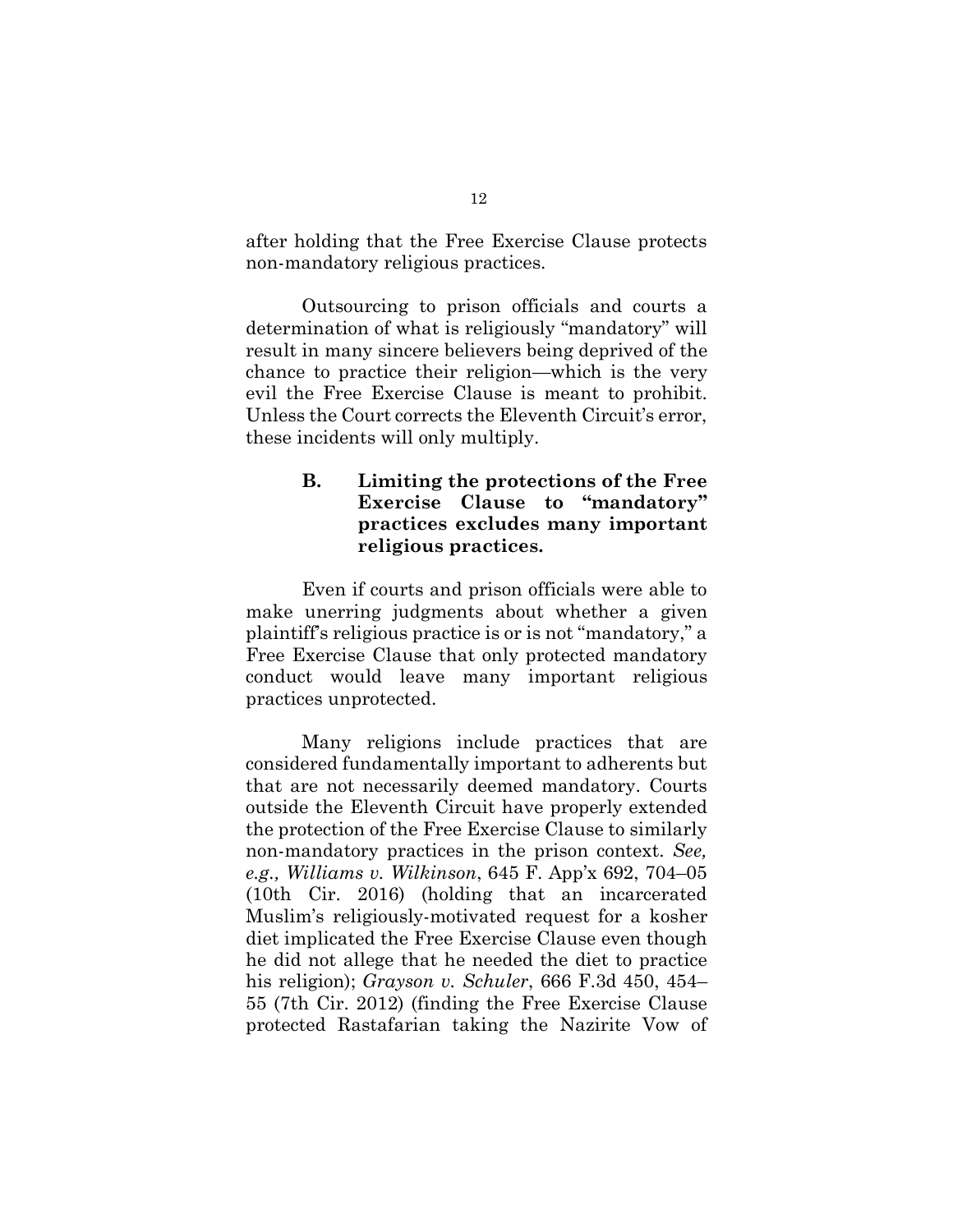after holding that the Free Exercise Clause protects non-mandatory religious practices.

Outsourcing to prison officials and courts a determination of what is religiously "mandatory" will result in many sincere believers being deprived of the chance to practice their religion—which is the very evil the Free Exercise Clause is meant to prohibit. Unless the Court corrects the Eleventh Circuit's error, these incidents will only multiply.

### B. Limiting the protections of the Free Exercise Clause to "mandatory" practices excludes many important religious practices.

Even if courts and prison officials were able to make unerring judgments about whether a given plaintiff's religious practice is or is not "mandatory," a Free Exercise Clause that only protected mandatory conduct would leave many important religious practices unprotected.

Many religions include practices that are considered fundamentally important to adherents but that are not necessarily deemed mandatory. Courts outside the Eleventh Circuit have properly extended the protection of the Free Exercise Clause to similarly non-mandatory practices in the prison context. *See, e.g., Williams v. Wilkinson*, 645 F. App'x 692, 704–05 (10th Cir. 2016) (holding that an incarcerated Muslim's religiously-motivated request for a kosher diet implicated the Free Exercise Clause even though he did not allege that he needed the diet to practice his religion); *Grayson v. Schuler*, 666 F.3d 450, 454–55 (7th Cir. 2012) (finding the Free Exercise Clause protected Rastafarian taking the Nazirite Vow of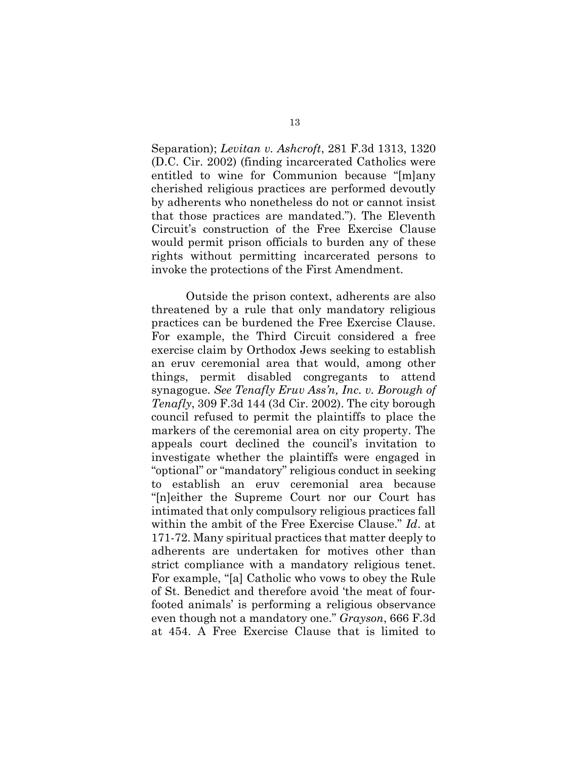Separation); *Levitan v. Ashcroft*, 281 F.3d 1313, 1320 (D.C. Cir. 2002) (finding incarcerated Catholics were entitled to wine for Communion because "[m]any cherished religious practices are performed devoutly by adherents who nonetheless do not or cannot insist that those practices are mandated."). The Eleventh Circuit's construction of the Free Exercise Clause would permit prison officials to burden any of these rights without permitting incarcerated persons to invoke the protections of the First Amendment.

Outside the prison context, adherents are also threatened by a rule that only mandatory religious practices can be burdened the Free Exercise Clause. For example, the Third Circuit considered a free exercise claim by Orthodox Jews seeking to establish an eruv ceremonial area that would, among other things, permit disabled congregants to attend synagogue. *See Tenafly Eruv Ass'n, Inc. v. Borough of Tenafly*, 309 F.3d 144 (3d Cir. 2002). The city borough council refused to permit the plaintiffs to place the markers of the ceremonial area on city property. The appeals court declined the council's invitation to investigate whether the plaintiffs were engaged in "optional" or "mandatory" religious conduct in seeking to establish an eruv ceremonial area because "[n]either the Supreme Court nor our Court has intimated that only compulsory religious practices fall within the ambit of the Free Exercise Clause." *Id*. at 171-72. Many spiritual practices that matter deeply to adherents are undertaken for motives other than strict compliance with a mandatory religious tenet. For example, "[a] Catholic who vows to obey the Rule of St. Benedict and therefore avoid 'the meat of four-footed animals' is performing a religious observance even though not a mandatory one." *Grayson*, 666 F.3d at 454. A Free Exercise Clause that is limited to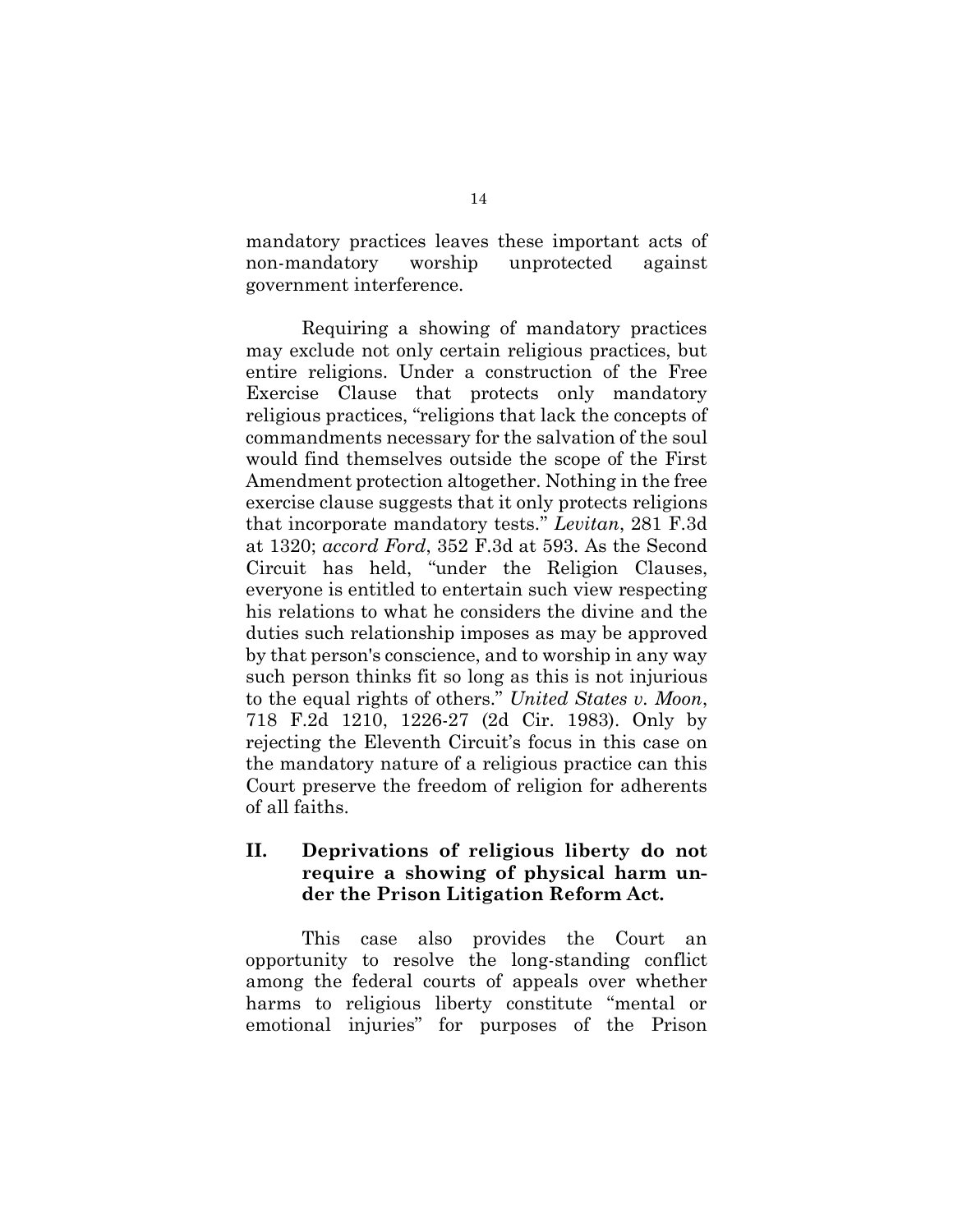mandatory practices leaves these important acts of non-mandatory worship unprotected against government interference.

Requiring a showing of mandatory practices may exclude not only certain religious practices, but entire religions. Under a construction of the Free Exercise Clause that protects only mandatory religious practices, "religions that lack the concepts of commandments necessary for the salvation of the soul would find themselves outside the scope of the First Amendment protection altogether. Nothing in the free exercise clause suggests that it only protects religions that incorporate mandatory tests." *Levitan*, 281 F.3d at 1320; *accord Ford*, 352 F.3d at 593. As the Second Circuit has held, "under the Religion Clauses, everyone is entitled to entertain such view respecting his relations to what he considers the divine and the duties such relationship imposes as may be approved by that person's conscience, and to worship in any way such person thinks fit so long as this is not injurious to the equal rights of others." *United States v. Moon*, 718 F.2d 1210, 1226-27 (2d Cir. 1983). Only by rejecting the Eleventh Circuit's focus in this case on the mandatory nature of a religious practice can this Court preserve the freedom of religion for adherents of all faiths.

## II. Deprivations of religious liberty do not require a showing of physical harm under the Prison Litigation Reform Act.

This case also provides the Court an opportunity to resolve the long-standing conflict among the federal courts of appeals over whether harms to religious liberty constitute "mental or emotional injuries" for purposes of the Prison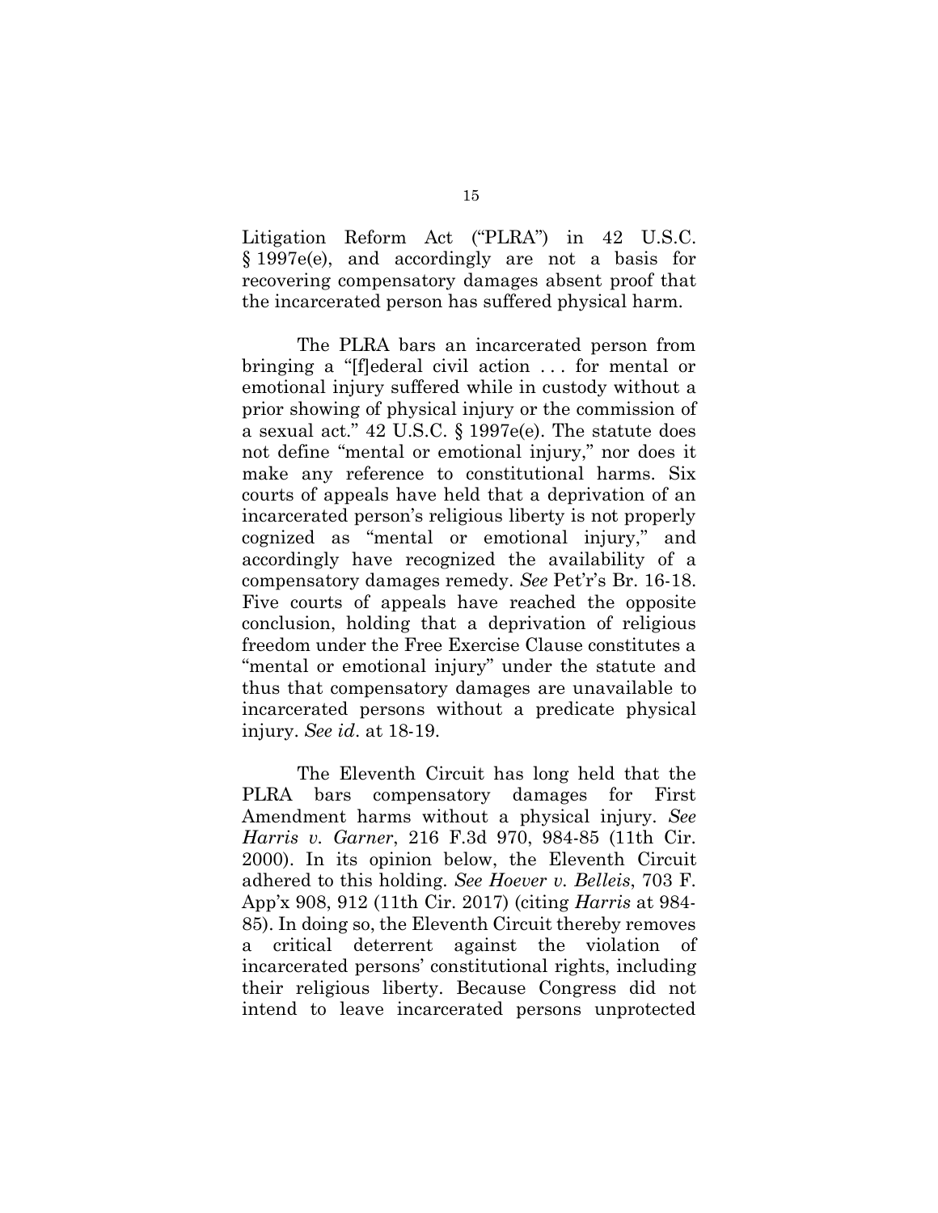Litigation Reform Act ("PLRA") in 42 U.S.C. § 1997e(e), and accordingly are not a basis for recovering compensatory damages absent proof that the incarcerated person has suffered physical harm.

The PLRA bars an incarcerated person from bringing a "[f]ederal civil action . . . for mental or emotional injury suffered while in custody without a prior showing of physical injury or the commission of a sexual act." 42 U.S.C. § 1997e(e). The statute does not define "mental or emotional injury," nor does it make any reference to constitutional harms. Six courts of appeals have held that a deprivation of an incarcerated person's religious liberty is not properly cognized as "mental or emotional injury," and accordingly have recognized the availability of a compensatory damages remedy. *See* Pet'r's Br. 16-18. Five courts of appeals have reached the opposite conclusion, holding that a deprivation of religious freedom under the Free Exercise Clause constitutes a "mental or emotional injury" under the statute and thus that compensatory damages are unavailable to incarcerated persons without a predicate physical injury. *See id*. at 18-19.

The Eleventh Circuit has long held that the PLRA bars compensatory damages for First Amendment harms without a physical injury. *See Harris v. Garner*, 216 F.3d 970, 984-85 (11th Cir. 2000). In its opinion below, the Eleventh Circuit adhered to this holding. *See Hoever v. Belleis*, 703 F. App'x 908, 912 (11th Cir. 2017) (citing *Harris* at 984-85). In doing so, the Eleventh Circuit thereby removes a critical deterrent against the violation of incarcerated persons' constitutional rights, including their religious liberty. Because Congress did not intend to leave incarcerated persons unprotected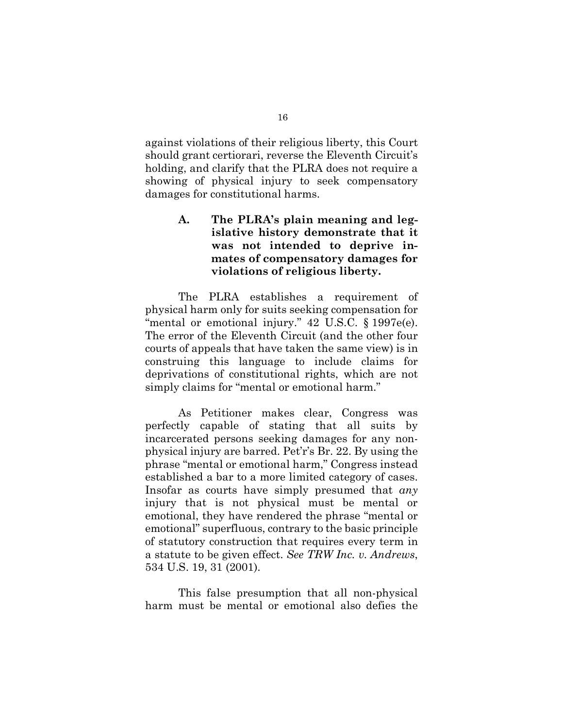against violations of their religious liberty, this Court should grant certiorari, reverse the Eleventh Circuit's holding, and clarify that the PLRA does not require a showing of physical injury to seek compensatory damages for constitutional harms.

### A. The PLRA's plain meaning and legislative history demonstrate that it was not intended to deprive inmates of compensatory damages for violations of religious liberty.

The PLRA establishes a requirement of physical harm only for suits seeking compensation for "mental or emotional injury." 42 U.S.C. § 1997e(e). The error of the Eleventh Circuit (and the other four courts of appeals that have taken the same view) is in construing this language to include claims for deprivations of constitutional rights, which are not simply claims for "mental or emotional harm."

As Petitioner makes clear, Congress was perfectly capable of stating that all suits by incarcerated persons seeking damages for any non-physical injury are barred. Pet'r's Br. 22. By using the phrase "mental or emotional harm," Congress instead established a bar to a more limited category of cases. Insofar as courts have simply presumed that *any* injury that is not physical must be mental or emotional, they have rendered the phrase "mental or emotional" superfluous, contrary to the basic principle of statutory construction that requires every term in a statute to be given effect. *See TRW Inc. v. Andrews*, 534 U.S. 19, 31 (2001).

This false presumption that all non-physical harm must be mental or emotional also defies the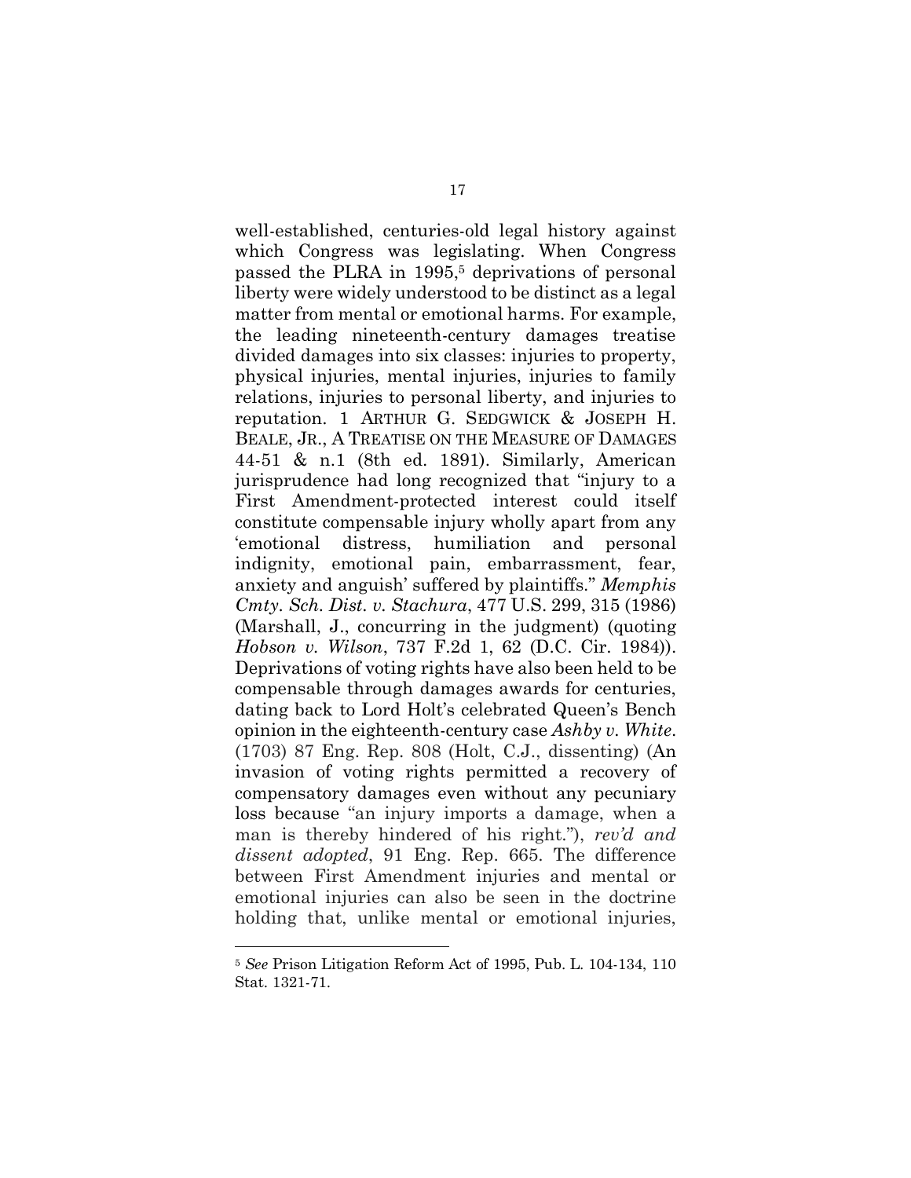well-established, centuries-old legal history against which Congress was legislating. When Congress passed the PLRA in 1995,[5] deprivations of personal liberty were widely understood to be distinct as a legal matter from mental or emotional harms. For example, the leading nineteenth-century damages treatise divided damages into six classes: injuries to property, physical injuries, mental injuries, injuries to family relations, injuries to personal liberty, and injuries to reputation. 1 ARTHUR G. SEDGWICK & JOSEPH H. BEALE, JR., A TREATISE ON THE MEASURE OF DAMAGES 44-51 & n.1 (8th ed. 1891). Similarly, American jurisprudence had long recognized that "injury to a First Amendment-protected interest could itself constitute compensable injury wholly apart from any 'emotional distress, humiliation and personal indignity, emotional pain, embarrassment, fear, anxiety and anguish' suffered by plaintiffs." *Memphis Cmty. Sch. Dist. v. Stachura*, 477 U.S. 299, 315 (1986) (Marshall, J., concurring in the judgment) (quoting *Hobson v. Wilson*, 737 F.2d 1, 62 (D.C. Cir. 1984)). Deprivations of voting rights have also been held to be compensable through damages awards for centuries, dating back to Lord Holt's celebrated Queen's Bench opinion in the eighteenth-century case *Ashby v. White*. (1703) 87 Eng. Rep. 808 (Holt, C.J., dissenting) (An invasion of voting rights permitted a recovery of compensatory damages even without any pecuniary loss because "an injury imports a damage, when a man is thereby hindered of his right."), *rev'd and dissent adopted*, 91 Eng. Rep. 665. The difference between First Amendment injuries and mental or emotional injuries can also be seen in the doctrine holding that, unlike mental or emotional injuries,

---

[5] *See* Prison Litigation Reform Act of 1995, Pub. L. 104-134, 110 Stat. 1321-71.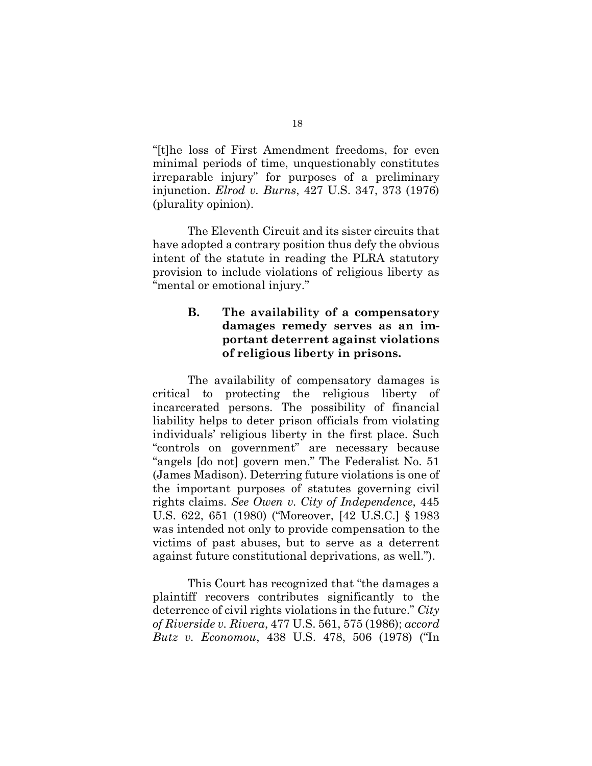"[t]he loss of First Amendment freedoms, for even minimal periods of time, unquestionably constitutes irreparable injury" for purposes of a preliminary injunction. *Elrod v. Burns*, 427 U.S. 347, 373 (1976) (plurality opinion).

The Eleventh Circuit and its sister circuits that have adopted a contrary position thus defy the obvious intent of the statute in reading the PLRA statutory provision to include violations of religious liberty as "mental or emotional injury."

### B. The availability of a compensatory damages remedy serves as an important deterrent against violations of religious liberty in prisons.

The availability of compensatory damages is critical to protecting the religious liberty of incarcerated persons. The possibility of financial liability helps to deter prison officials from violating individuals' religious liberty in the first place. Such "controls on government" are necessary because "angels [do not] govern men." The Federalist No. 51 (James Madison). Deterring future violations is one of the important purposes of statutes governing civil rights claims. *See Owen v. City of Independence*, 445 U.S. 622, 651 (1980) ("Moreover, [42 U.S.C.] § 1983 was intended not only to provide compensation to the victims of past abuses, but to serve as a deterrent against future constitutional deprivations, as well.").

This Court has recognized that "the damages a plaintiff recovers contributes significantly to the deterrence of civil rights violations in the future." *City of Riverside v. Rivera*, 477 U.S. 561, 575 (1986); *accord Butz v. Economou*, 438 U.S. 478, 506 (1978) ("In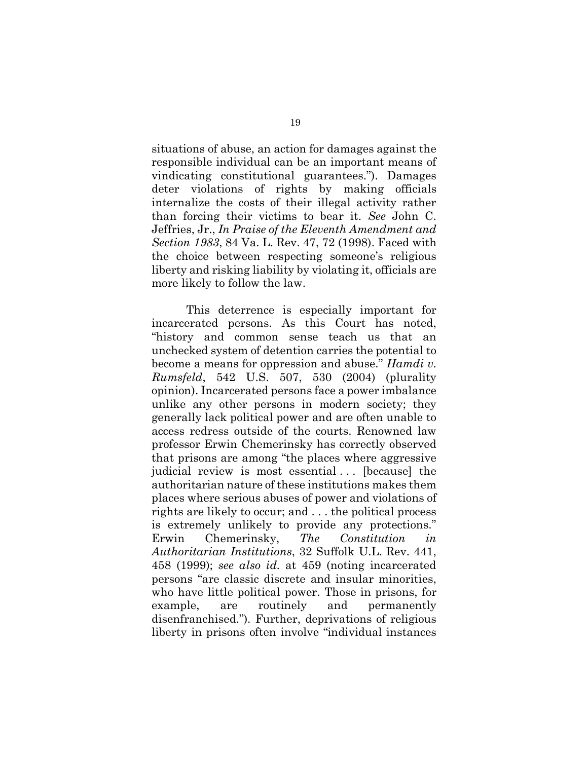situations of abuse, an action for damages against the responsible individual can be an important means of vindicating constitutional guarantees."). Damages deter violations of rights by making officials internalize the costs of their illegal activity rather than forcing their victims to bear it. *See* John C. Jeffries, Jr., *In Praise of the Eleventh Amendment and Section 1983*, 84 Va. L. Rev. 47, 72 (1998). Faced with the choice between respecting someone's religious liberty and risking liability by violating it, officials are more likely to follow the law.

This deterrence is especially important for incarcerated persons. As this Court has noted, "history and common sense teach us that an unchecked system of detention carries the potential to become a means for oppression and abuse." *Hamdi v. Rumsfeld*, 542 U.S. 507, 530 (2004) (plurality opinion). Incarcerated persons face a power imbalance unlike any other persons in modern society; they generally lack political power and are often unable to access redress outside of the courts. Renowned law professor Erwin Chemerinsky has correctly observed that prisons are among "the places where aggressive judicial review is most essential . . . [because] the authoritarian nature of these institutions makes them places where serious abuses of power and violations of rights are likely to occur; and . . . the political process is extremely unlikely to provide any protections." Erwin Chemerinsky, *The Constitution in Authoritarian Institutions*, 32 Suffolk U.L. Rev. 441, 458 (1999); *see also id.* at 459 (noting incarcerated persons "are classic discrete and insular minorities, who have little political power. Those in prisons, for example, are routinely and permanently disenfranchised."). Further, deprivations of religious liberty in prisons often involve "individual instances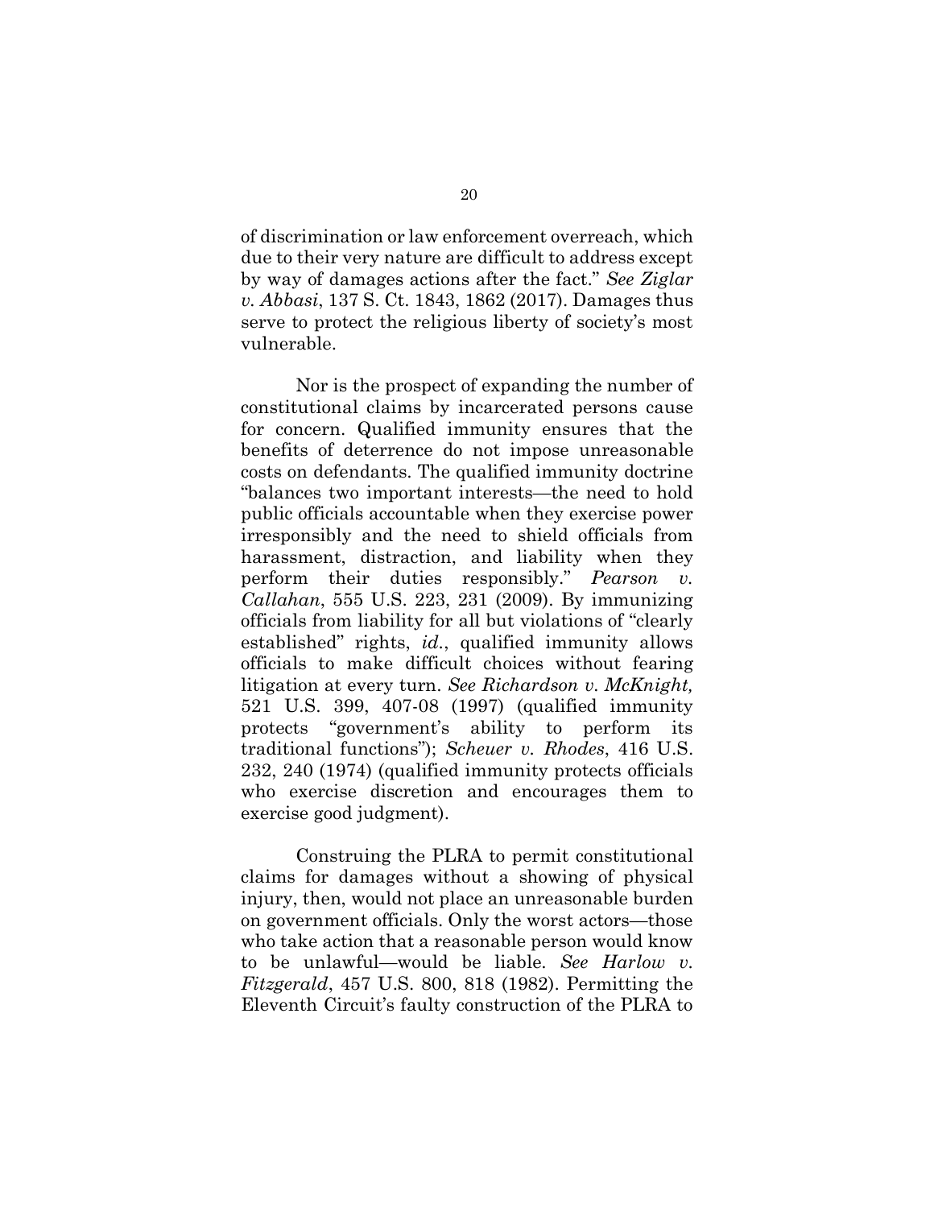of discrimination or law enforcement overreach, which due to their very nature are difficult to address except by way of damages actions after the fact." *See Ziglar v. Abbasi*, 137 S. Ct. 1843, 1862 (2017). Damages thus serve to protect the religious liberty of society's most vulnerable.

Nor is the prospect of expanding the number of constitutional claims by incarcerated persons cause for concern. Qualified immunity ensures that the benefits of deterrence do not impose unreasonable costs on defendants. The qualified immunity doctrine "balances two important interests—the need to hold public officials accountable when they exercise power irresponsibly and the need to shield officials from harassment, distraction, and liability when they perform their duties responsibly." *Pearson v. Callahan*, 555 U.S. 223, 231 (2009). By immunizing officials from liability for all but violations of "clearly established" rights, *id.*, qualified immunity allows officials to make difficult choices without fearing litigation at every turn. *See Richardson v. McKnight,* 521 U.S. 399, 407-08 (1997) (qualified immunity protects "government's ability to perform its traditional functions"); *Scheuer v. Rhodes*, 416 U.S. 232, 240 (1974) (qualified immunity protects officials who exercise discretion and encourages them to exercise good judgment).

Construing the PLRA to permit constitutional claims for damages without a showing of physical injury, then, would not place an unreasonable burden on government officials. Only the worst actors—those who take action that a reasonable person would know to be unlawful—would be liable. *See Harlow v. Fitzgerald*, 457 U.S. 800, 818 (1982). Permitting the Eleventh Circuit's faulty construction of the PLRA to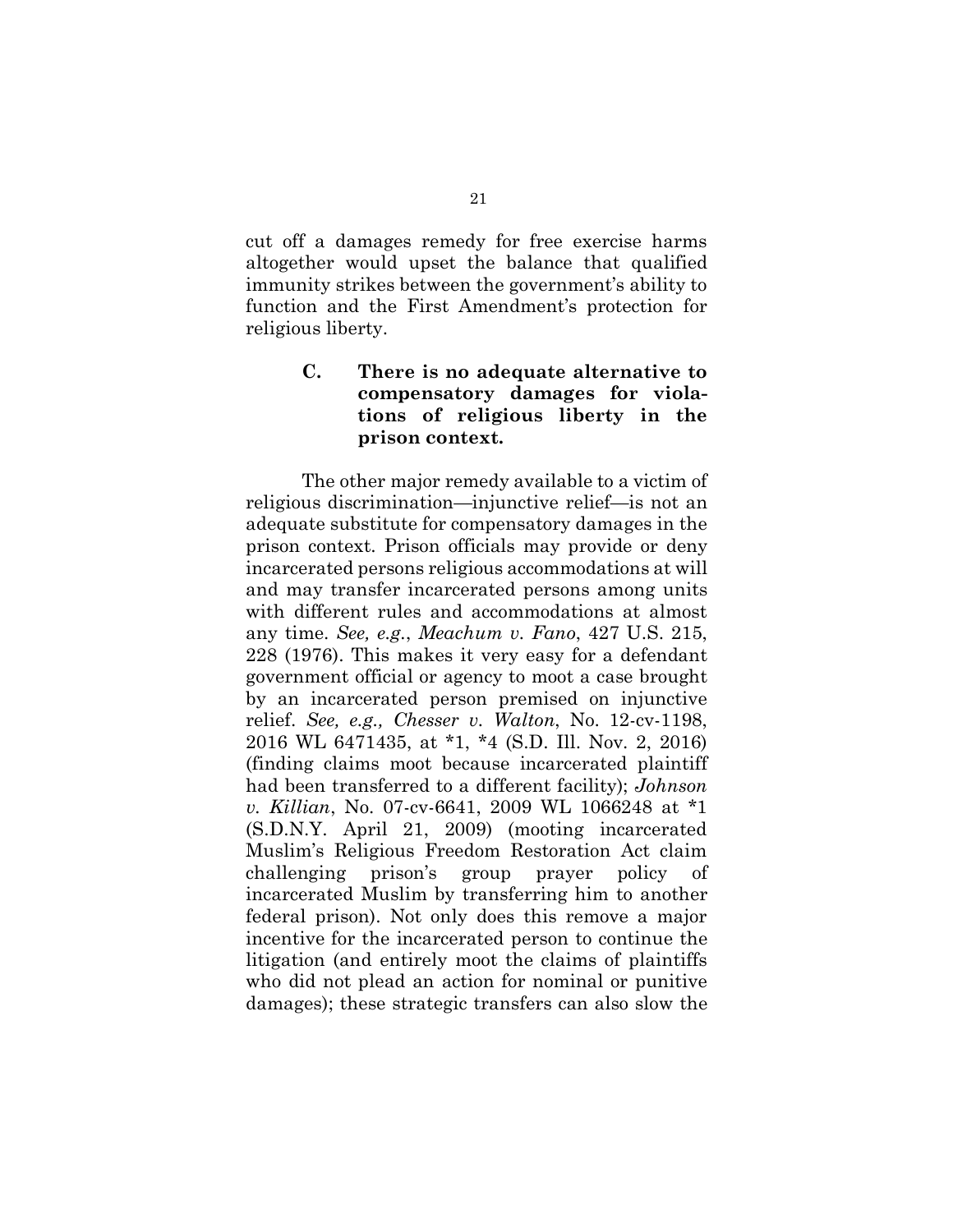cut off a damages remedy for free exercise harms altogether would upset the balance that qualified immunity strikes between the government's ability to function and the First Amendment's protection for religious liberty.

### C. There is no adequate alternative to compensatory damages for violations of religious liberty in the prison context.

The other major remedy available to a victim of religious discrimination—injunctive relief—is not an adequate substitute for compensatory damages in the prison context. Prison officials may provide or deny incarcerated persons religious accommodations at will and may transfer incarcerated persons among units with different rules and accommodations at almost any time. *See, e.g.*, *Meachum v. Fano*, 427 U.S. 215, 228 (1976). This makes it very easy for a defendant government official or agency to moot a case brought by an incarcerated person premised on injunctive relief. *See, e.g., Chesser v. Walton*, No. 12-cv-1198, 2016 WL 6471435, at *1, *4 (S.D. Ill. Nov. 2, 2016) (finding claims moot because incarcerated plaintiff had been transferred to a different facility); *Johnson v. Killian*, No. 07-cv-6641, 2009 WL 1066248 at *1 (S.D.N.Y. April 21, 2009) (mooting incarcerated Muslim's Religious Freedom Restoration Act claim challenging prison's group prayer policy of incarcerated Muslim by transferring him to another federal prison). Not only does this remove a major incentive for the incarcerated person to continue the litigation (and entirely moot the claims of plaintiffs who did not plead an action for nominal or punitive damages); these strategic transfers can also slow the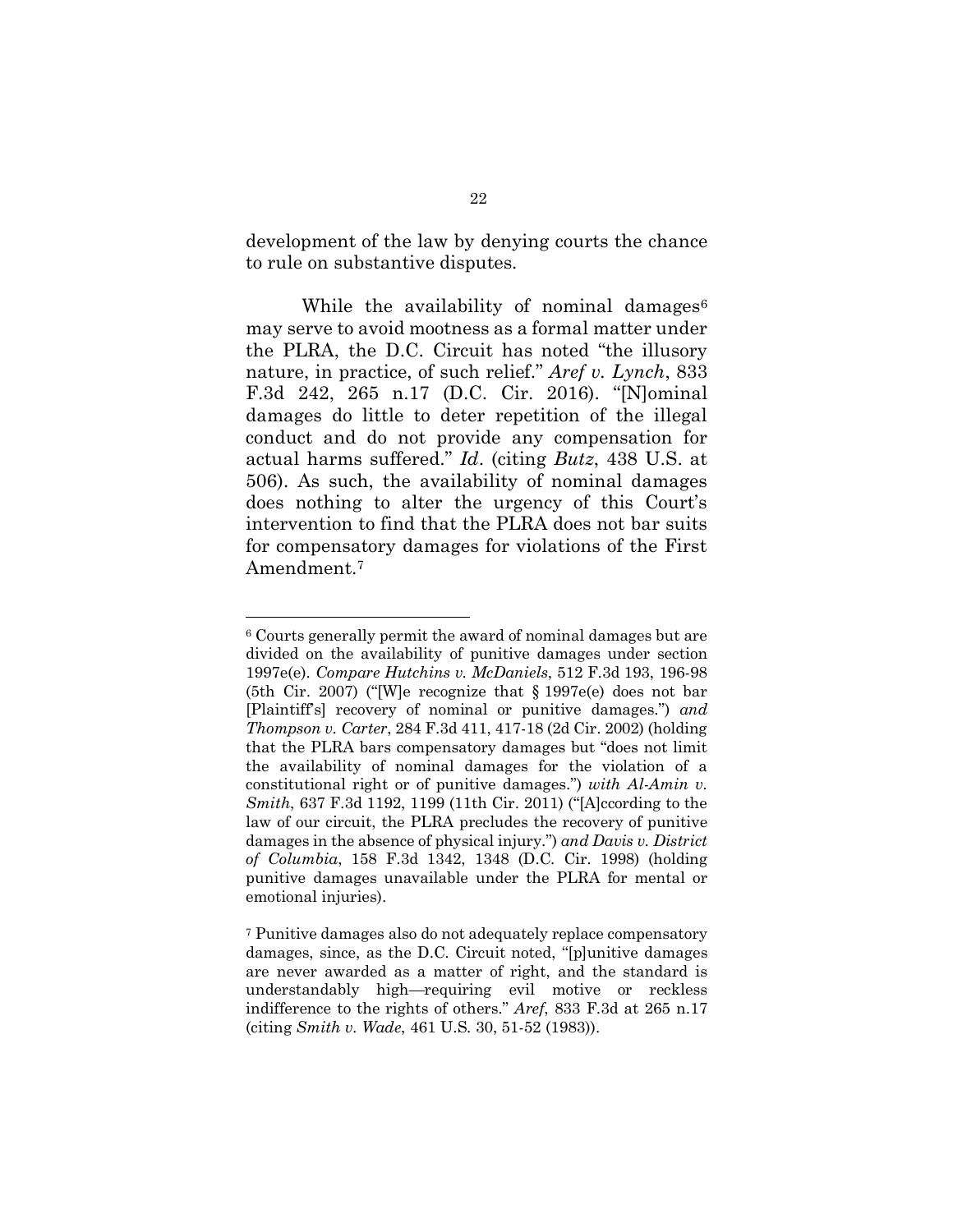development of the law by denying courts the chance to rule on substantive disputes.

While the availability of nominal damages[6] may serve to avoid mootness as a formal matter under the PLRA, the D.C. Circuit has noted "the illusory nature, in practice, of such relief." *Aref v. Lynch*, 833 F.3d 242, 265 n.17 (D.C. Cir. 2016). "[N]ominal damages do little to deter repetition of the illegal conduct and do not provide any compensation for actual harms suffered." *Id*. (citing *Butz*, 438 U.S. at 506). As such, the availability of nominal damages does nothing to alter the urgency of this Court's intervention to find that the PLRA does not bar suits for compensatory damages for violations of the First Amendment.[7]

---

[6] Courts generally permit the award of nominal damages but are divided on the availability of punitive damages under section 1997e(e). *Compare Hutchins v. McDaniels*, 512 F.3d 193, 196-98 (5th Cir. 2007) ("[W]e recognize that § 1997e(e) does not bar [Plaintiff's] recovery of nominal or punitive damages.") *and Thompson v. Carter*, 284 F.3d 411, 417-18 (2d Cir. 2002) (holding that the PLRA bars compensatory damages but "does not limit the availability of nominal damages for the violation of a constitutional right or of punitive damages.") *with Al-Amin v. Smith*, 637 F.3d 1192, 1199 (11th Cir. 2011) ("[A]ccording to the law of our circuit, the PLRA precludes the recovery of punitive damages in the absence of physical injury.") *and Davis v. District of Columbia*, 158 F.3d 1342, 1348 (D.C. Cir. 1998) (holding punitive damages unavailable under the PLRA for mental or emotional injuries).

[7] Punitive damages also do not adequately replace compensatory damages, since, as the D.C. Circuit noted, "[p]unitive damages are never awarded as a matter of right, and the standard is understandably high—requiring evil motive or reckless indifference to the rights of others." *Aref*, 833 F.3d at 265 n.17 (citing *Smith v. Wade*, 461 U.S. 30, 51-52 (1983)).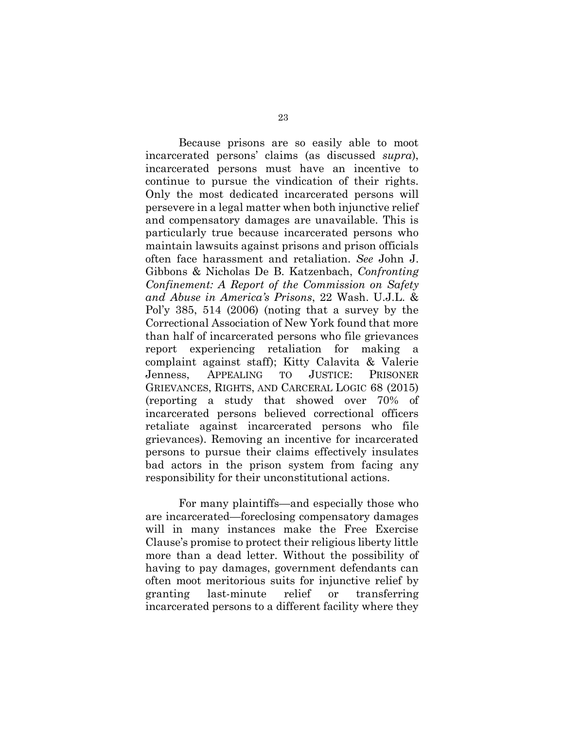Because prisons are so easily able to moot incarcerated persons' claims (as discussed *supra*), incarcerated persons must have an incentive to continue to pursue the vindication of their rights. Only the most dedicated incarcerated persons will persevere in a legal matter when both injunctive relief and compensatory damages are unavailable. This is particularly true because incarcerated persons who maintain lawsuits against prisons and prison officials often face harassment and retaliation. *See* John J. Gibbons & Nicholas De B. Katzenbach, *Confronting Confinement: A Report of the Commission on Safety and Abuse in America's Prisons*, 22 Wash. U.J.L. & Pol'y 385, 514 (2006) (noting that a survey by the Correctional Association of New York found that more than half of incarcerated persons who file grievances report experiencing retaliation for making a complaint against staff); Kitty Calavita & Valerie Jenness, APPEALING TO JUSTICE: PRISONER GRIEVANCES, RIGHTS, AND CARCERAL LOGIC 68 (2015) (reporting a study that showed over 70% of incarcerated persons believed correctional officers retaliate against incarcerated persons who file grievances). Removing an incentive for incarcerated persons to pursue their claims effectively insulates bad actors in the prison system from facing any responsibility for their unconstitutional actions.

For many plaintiffs—and especially those who are incarcerated—foreclosing compensatory damages will in many instances make the Free Exercise Clause's promise to protect their religious liberty little more than a dead letter. Without the possibility of having to pay damages, government defendants can often moot meritorious suits for injunctive relief by granting last-minute relief or transferring incarcerated persons to a different facility where they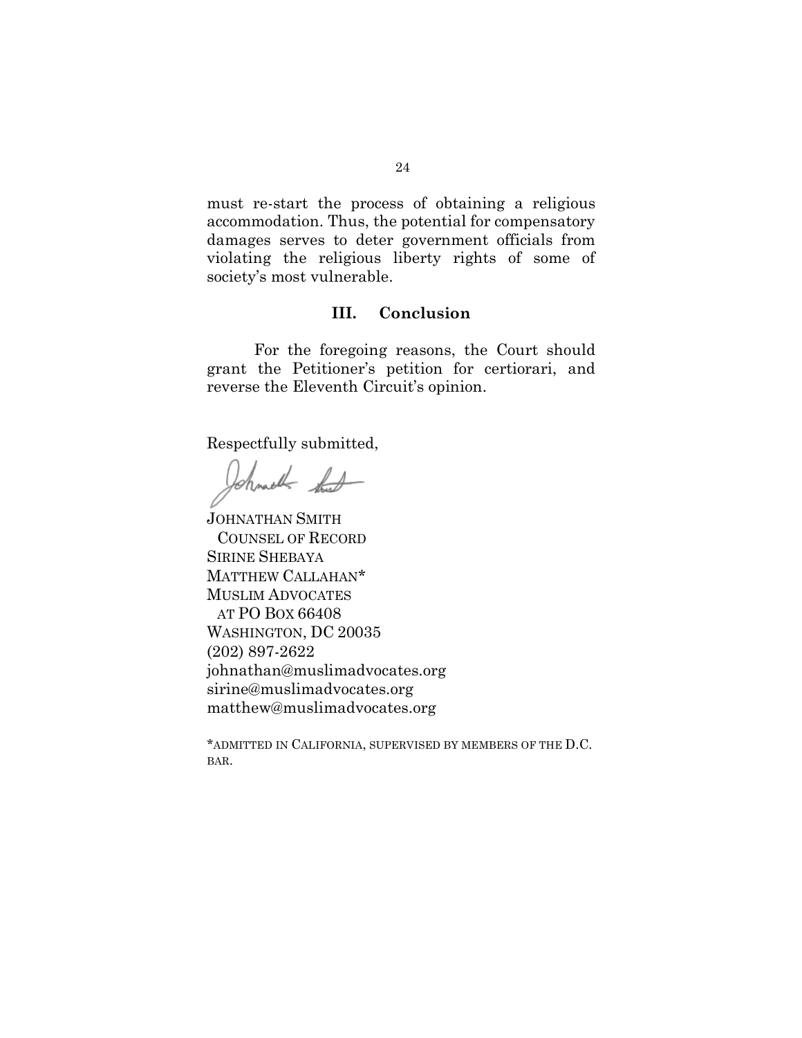must re-start the process of obtaining a religious accommodation. Thus, the potential for compensatory damages serves to deter government officials from violating the religious liberty rights of some of society's most vulnerable.

## III. Conclusion

For the foregoing reasons, the Court should grant the Petitioner's petition for certiorari, and reverse the Eleventh Circuit's opinion.

Respectfully submitted,

JOHNATHAN SMITH
COUNSEL OF RECORD
SIRINE SHEBAYA
MATTHEW CALLAHAN*
MUSLIM ADVOCATES
AT PO BOX 66408
WASHINGTON, DC 20035
(202) 897-2622
johnathan@muslimadvocates.org
sirine@muslimadvocates.org
matthew@muslimadvocates.org

*ADMITTED IN CALIFORNIA, SUPERVISED BY MEMBERS OF THE D.C. BAR.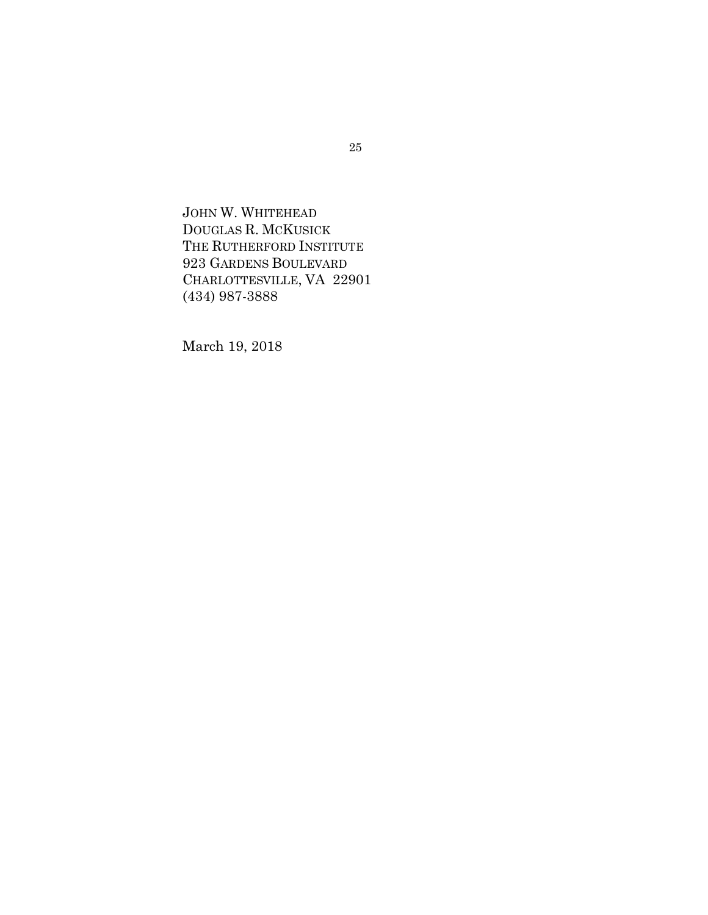JOHN W. WHITEHEAD
DOUGLAS R. MCKUSICK
THE RUTHERFORD INSTITUTE
923 GARDENS BOULEVARD
CHARLOTTESVILLE, VA 22901
(434) 987-3888

March 19, 2018